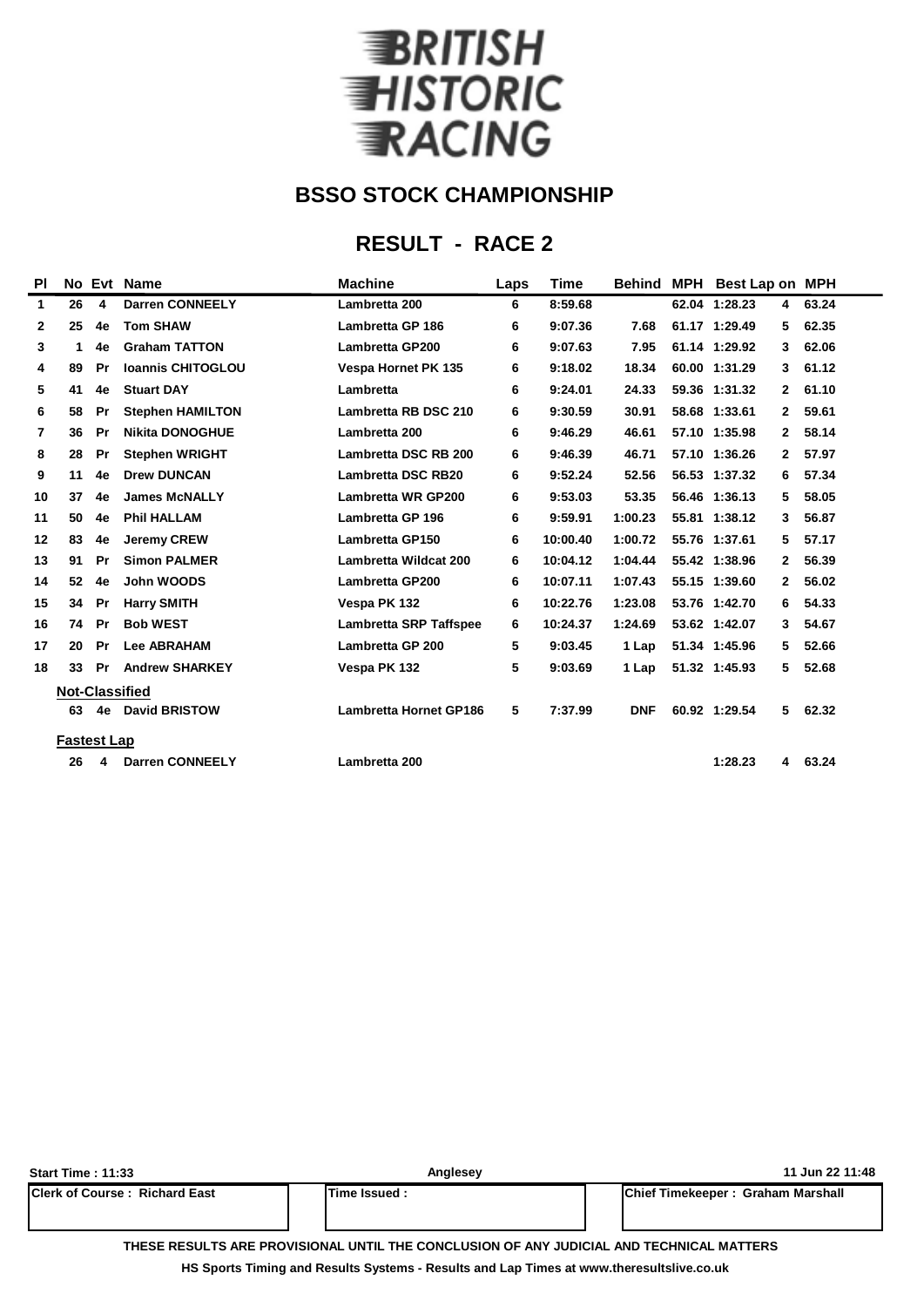# BRITISH HISTORIC RACING

## BSSO STOCK CHAMPIONSHIP

## RESULT - RACE 2

| Pl | No | Evt | Name | Machine | Laps | Time | Behind | MPH | Best Lap | on | MPH |
|---|---|---|---|---|---|---|---|---|---|---|---|
| 1 | 26 | 4 | Darren CONNEELY | Lambretta 200 | 6 | 8:59.68 | | 62.04 | 1:28.23 | 4 | 63.24 |
| 2 | 25 | 4e | Tom SHAW | Lambretta GP 186 | 6 | 9:07.36 | 7.68 | 61.17 | 1:29.49 | 5 | 62.35 |
| 3 | 1 | 4e | Graham TATTON | Lambretta GP200 | 6 | 9:07.63 | 7.95 | 61.14 | 1:29.92 | 3 | 62.06 |
| 4 | 89 | Pr | Ioannis CHITOGLOU | Vespa Hornet PK 135 | 6 | 9:18.02 | 18.34 | 60.00 | 1:31.29 | 3 | 61.12 |
| 5 | 41 | 4e | Stuart DAY | Lambretta | 6 | 9:24.01 | 24.33 | 59.36 | 1:31.32 | 2 | 61.10 |
| 6 | 58 | Pr | Stephen HAMILTON | Lambretta RB DSC 210 | 6 | 9:30.59 | 30.91 | 58.68 | 1:33.61 | 2 | 59.61 |
| 7 | 36 | Pr | Nikita DONOGHUE | Lambretta 200 | 6 | 9:46.29 | 46.61 | 57.10 | 1:35.98 | 2 | 58.14 |
| 8 | 28 | Pr | Stephen WRIGHT | Lambretta DSC RB 200 | 6 | 9:46.39 | 46.71 | 57.10 | 1:36.26 | 2 | 57.97 |
| 9 | 11 | 4e | Drew DUNCAN | Lambretta DSC RB20 | 6 | 9:52.24 | 52.56 | 56.53 | 1:37.32 | 6 | 57.34 |
| 10 | 37 | 4e | James McNALLY | Lambretta WR GP200 | 6 | 9:53.03 | 53.35 | 56.46 | 1:36.13 | 5 | 58.05 |
| 11 | 50 | 4e | Phil HALLAM | Lambretta GP 196 | 6 | 9:59.91 | 1:00.23 | 55.81 | 1:38.12 | 3 | 56.87 |
| 12 | 83 | 4e | Jeremy CREW | Lambretta GP150 | 6 | 10:00.40 | 1:00.72 | 55.76 | 1:37.61 | 5 | 57.17 |
| 13 | 91 | Pr | Simon PALMER | Lambretta Wildcat 200 | 6 | 10:04.12 | 1:04.44 | 55.42 | 1:38.96 | 2 | 56.39 |
| 14 | 52 | 4e | John WOODS | Lambretta GP200 | 6 | 10:07.11 | 1:07.43 | 55.15 | 1:39.60 | 2 | 56.02 |
| 15 | 34 | Pr | Harry SMITH | Vespa PK 132 | 6 | 10:22.76 | 1:23.08 | 53.76 | 1:42.70 | 6 | 54.33 |
| 16 | 74 | Pr | Bob WEST | Lambretta SRP Taffspee | 6 | 10:24.37 | 1:24.69 | 53.62 | 1:42.07 | 3 | 54.67 |
| 17 | 20 | Pr | Lee ABRAHAM | Lambretta GP 200 | 5 | 9:03.45 | 1 Lap | 51.34 | 1:45.96 | 5 | 52.66 |
| 18 | 33 | Pr | Andrew SHARKEY | Vespa PK 132 | 5 | 9:03.69 | 1 Lap | 51.32 | 1:45.93 | 5 | 52.68 |
| | **Not-Classified** | | | | | | | | | | |
| | 63 | 4e | David BRISTOW | Lambretta Hornet GP186 | 5 | 7:37.99 | DNF | 60.92 | 1:29.54 | 5 | 62.32 |
| | **Fastest Lap** | | | | | | | | | | |
| | 26 | 4 | Darren CONNEELY | Lambretta 200 | | | | | 1:28.23 | 4 | 63.24 |

Start Time : 11:33 | Anglesey | 11 Jun 22 11:48

| Clerk of Course : Richard East | Time Issued : | Chief Timekeeper : Graham Marshall |
|---|---|---|

THESE RESULTS ARE PROVISIONAL UNTIL THE CONCLUSION OF ANY JUDICIAL AND TECHNICAL MATTERS

HS Sports Timing and Results Systems - Results and Lap Times at www.theresultslive.co.uk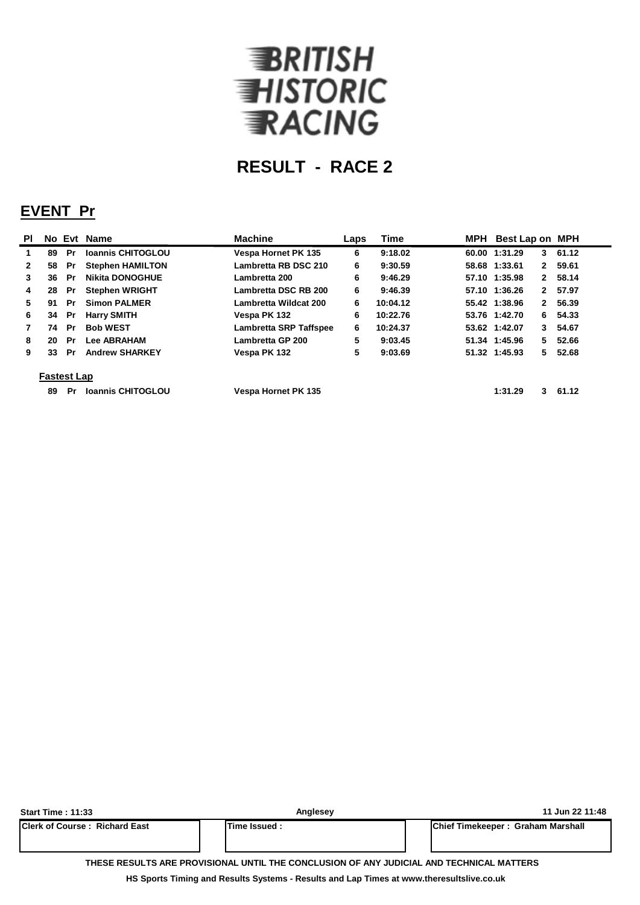BRITISH HISTORIC RACING

# RESULT - RACE 2

## EVENT Pr

| Pl | No | Evt | Name | Machine | Laps | Time | MPH | Best Lap | on | MPH |
|---|---|---|---|---|---|---|---|---|---|---|
| 1 | 89 | Pr | Ioannis CHITOGLOU | Vespa Hornet PK 135 | 6 | 9:18.02 | 60.00 | 1:31.29 | 3 | 61.12 |
| 2 | 58 | Pr | Stephen HAMILTON | Lambretta RB DSC 210 | 6 | 9:30.59 | 58.68 | 1:33.61 | 2 | 59.61 |
| 3 | 36 | Pr | Nikita DONOGHUE | Lambretta 200 | 6 | 9:46.29 | 57.10 | 1:35.98 | 2 | 58.14 |
| 4 | 28 | Pr | Stephen WRIGHT | Lambretta DSC RB 200 | 6 | 9:46.39 | 57.10 | 1:36.26 | 2 | 57.97 |
| 5 | 91 | Pr | Simon PALMER | Lambretta Wildcat 200 | 6 | 10:04.12 | 55.42 | 1:38.96 | 2 | 56.39 |
| 6 | 34 | Pr | Harry SMITH | Vespa PK 132 | 6 | 10:22.76 | 53.76 | 1:42.70 | 6 | 54.33 |
| 7 | 74 | Pr | Bob WEST | Lambretta SRP Taffspee | 6 | 10:24.37 | 53.62 | 1:42.07 | 3 | 54.67 |
| 8 | 20 | Pr | Lee ABRAHAM | Lambretta GP 200 | 5 | 9:03.45 | 51.34 | 1:45.96 | 5 | 52.66 |
| 9 | 33 | Pr | Andrew SHARKEY | Vespa PK 132 | 5 | 9:03.69 | 51.32 | 1:45.93 | 5 | 52.68 |

**Fastest Lap**

| No | Evt | Name | Machine | Best Lap | on | MPH |
|---|---|---|---|---|---|---|
| 89 | Pr | Ioannis CHITOGLOU | Vespa Hornet PK 135 | 1:31.29 | 3 | 61.12 |

Start Time : 11:33 | Anglesey | 11 Jun 22 11:48

| Clerk of Course : Richard East | Time Issued : | Chief Timekeeper : Graham Marshall |
|---|---|---|

THESE RESULTS ARE PROVISIONAL UNTIL THE CONCLUSION OF ANY JUDICIAL AND TECHNICAL MATTERS

HS Sports Timing and Results Systems - Results and Lap Times at www.theresultslive.co.uk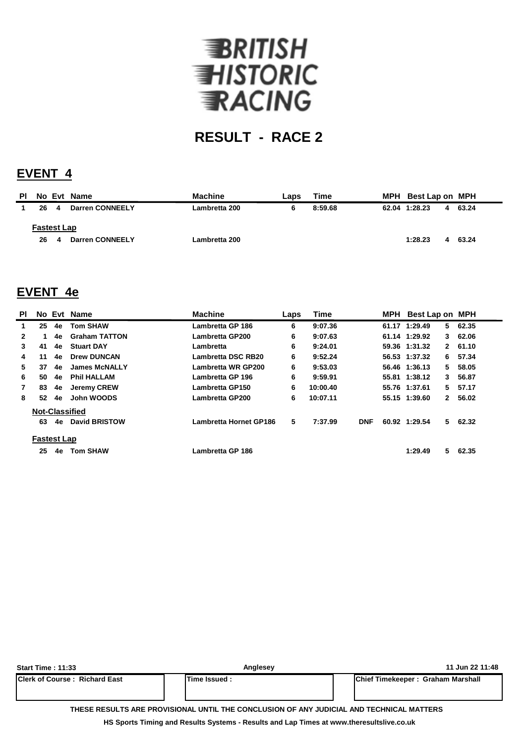# BRITISH HISTORIC RACING

## RESULT - RACE 2

## EVENT 4

| Pl | No | Evt | Name | Machine | Laps | Time | | MPH | Best Lap | on | MPH |
|---|---|---|---|---|---|---|---|---|---|---|---|
| 1 | 26 | 4 | Darren CONNEELY | Lambretta 200 | 6 | 8:59.68 | | 62.04 | 1:28.23 | 4 | 63.24 |
| **Fastest Lap** | | | | | | | | | | | |
| | 26 | 4 | Darren CONNEELY | Lambretta 200 | | | | | 1:28.23 | 4 | 63.24 |

## EVENT 4e

| Pl | No | Evt | Name | Machine | Laps | Time | | MPH | Best Lap | on | MPH |
|---|---|---|---|---|---|---|---|---|---|---|---|
| 1 | 25 | 4e | Tom SHAW | Lambretta GP 186 | 6 | 9:07.36 | | 61.17 | 1:29.49 | 5 | 62.35 |
| 2 | 1 | 4e | Graham TATTON | Lambretta GP200 | 6 | 9:07.63 | | 61.14 | 1:29.92 | 3 | 62.06 |
| 3 | 41 | 4e | Stuart DAY | Lambretta | 6 | 9:24.01 | | 59.36 | 1:31.32 | 2 | 61.10 |
| 4 | 11 | 4e | Drew DUNCAN | Lambretta DSC RB20 | 6 | 9:52.24 | | 56.53 | 1:37.32 | 6 | 57.34 |
| 5 | 37 | 4e | James McNALLY | Lambretta WR GP200 | 6 | 9:53.03 | | 56.46 | 1:36.13 | 5 | 58.05 |
| 6 | 50 | 4e | Phil HALLAM | Lambretta GP 196 | 6 | 9:59.91 | | 55.81 | 1:38.12 | 3 | 56.87 |
| 7 | 83 | 4e | Jeremy CREW | Lambretta GP150 | 6 | 10:00.40 | | 55.76 | 1:37.61 | 5 | 57.17 |
| 8 | 52 | 4e | John WOODS | Lambretta GP200 | 6 | 10:07.11 | | 55.15 | 1:39.60 | 2 | 56.02 |
| **Not-Classified** | | | | | | | | | | | |
| | 63 | 4e | David BRISTOW | Lambretta Hornet GP186 | 5 | 7:37.99 | DNF | 60.92 | 1:29.54 | 5 | 62.32 |
| **Fastest Lap** | | | | | | | | | | | |
| | 25 | 4e | Tom SHAW | Lambretta GP 186 | | | | | 1:29.49 | 5 | 62.35 |

Start Time : 11:33 | Anglesey | 11 Jun 22 11:48

| Clerk of Course : Richard East | Time Issued : | Chief Timekeeper : Graham Marshall |
|---|---|---|

THESE RESULTS ARE PROVISIONAL UNTIL THE CONCLUSION OF ANY JUDICIAL AND TECHNICAL MATTERS

HS Sports Timing and Results Systems - Results and Lap Times at www.theresultslive.co.uk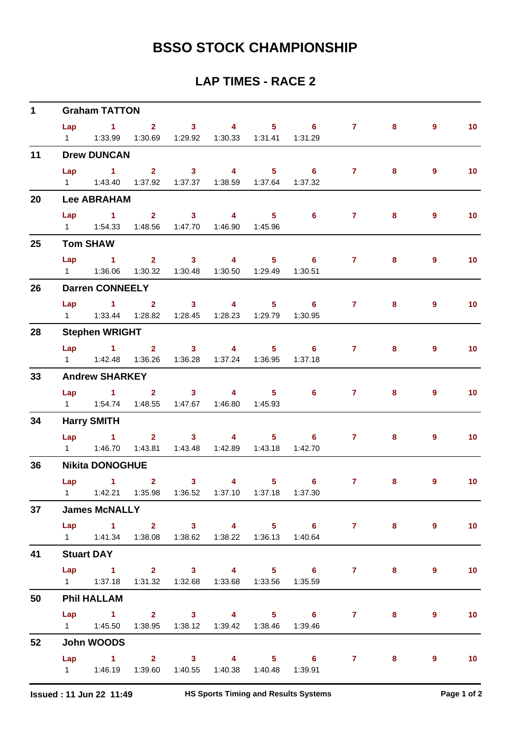# BSSO STOCK CHAMPIONSHIP

## LAP TIMES - RACE 2

**1 Graham TATTON**

| Lap | 1 | 2 | 3 | 4 | 5 | 6 | 7 | 8 | 9 | 10 |
|---|---|---|---|---|---|---|---|---|---|---|
| 1 | 1:33.99 | 1:30.69 | 1:29.92 | 1:30.33 | 1:31.41 | 1:31.29 | | | | |

**11 Drew DUNCAN**

| Lap | 1 | 2 | 3 | 4 | 5 | 6 | 7 | 8 | 9 | 10 |
|---|---|---|---|---|---|---|---|---|---|---|
| 1 | 1:43.40 | 1:37.92 | 1:37.37 | 1:38.59 | 1:37.64 | 1:37.32 | | | | |

**20 Lee ABRAHAM**

| Lap | 1 | 2 | 3 | 4 | 5 | 6 | 7 | 8 | 9 | 10 |
|---|---|---|---|---|---|---|---|---|---|---|
| 1 | 1:54.33 | 1:48.56 | 1:47.70 | 1:46.90 | 1:45.96 | | | | | |

**25 Tom SHAW**

| Lap | 1 | 2 | 3 | 4 | 5 | 6 | 7 | 8 | 9 | 10 |
|---|---|---|---|---|---|---|---|---|---|---|
| 1 | 1:36.06 | 1:30.32 | 1:30.48 | 1:30.50 | 1:29.49 | 1:30.51 | | | | |

**26 Darren CONNEELY**

| Lap | 1 | 2 | 3 | 4 | 5 | 6 | 7 | 8 | 9 | 10 |
|---|---|---|---|---|---|---|---|---|---|---|
| 1 | 1:33.44 | 1:28.82 | 1:28.45 | 1:28.23 | 1:29.79 | 1:30.95 | | | | |

**28 Stephen WRIGHT**

| Lap | 1 | 2 | 3 | 4 | 5 | 6 | 7 | 8 | 9 | 10 |
|---|---|---|---|---|---|---|---|---|---|---|
| 1 | 1:42.48 | 1:36.26 | 1:36.28 | 1:37.24 | 1:36.95 | 1:37.18 | | | | |

**33 Andrew SHARKEY**

| Lap | 1 | 2 | 3 | 4 | 5 | 6 | 7 | 8 | 9 | 10 |
|---|---|---|---|---|---|---|---|---|---|---|
| 1 | 1:54.74 | 1:48.55 | 1:47.67 | 1:46.80 | 1:45.93 | | | | | |

**34 Harry SMITH**

| Lap | 1 | 2 | 3 | 4 | 5 | 6 | 7 | 8 | 9 | 10 |
|---|---|---|---|---|---|---|---|---|---|---|
| 1 | 1:46.70 | 1:43.81 | 1:43.48 | 1:42.89 | 1:43.18 | 1:42.70 | | | | |

**36 Nikita DONOGHUE**

| Lap | 1 | 2 | 3 | 4 | 5 | 6 | 7 | 8 | 9 | 10 |
|---|---|---|---|---|---|---|---|---|---|---|
| 1 | 1:42.21 | 1:35.98 | 1:36.52 | 1:37.10 | 1:37.18 | 1:37.30 | | | | |

**37 James McNALLY**

| Lap | 1 | 2 | 3 | 4 | 5 | 6 | 7 | 8 | 9 | 10 |
|---|---|---|---|---|---|---|---|---|---|---|
| 1 | 1:41.34 | 1:38.08 | 1:38.62 | 1:38.22 | 1:36.13 | 1:40.64 | | | | |

**41 Stuart DAY**

| Lap | 1 | 2 | 3 | 4 | 5 | 6 | 7 | 8 | 9 | 10 |
|---|---|---|---|---|---|---|---|---|---|---|
| 1 | 1:37.18 | 1:31.32 | 1:32.68 | 1:33.68 | 1:33.56 | 1:35.59 | | | | |

**50 Phil HALLAM**

| Lap | 1 | 2 | 3 | 4 | 5 | 6 | 7 | 8 | 9 | 10 |
|---|---|---|---|---|---|---|---|---|---|---|
| 1 | 1:45.50 | 1:38.95 | 1:38.12 | 1:39.42 | 1:38.46 | 1:39.46 | | | | |

**52 John WOODS**

| Lap | 1 | 2 | 3 | 4 | 5 | 6 | 7 | 8 | 9 | 10 |
|---|---|---|---|---|---|---|---|---|---|---|
| 1 | 1:46.19 | 1:39.60 | 1:40.55 | 1:40.38 | 1:40.48 | 1:39.91 | | | | |

**Issued : 11 Jun 22 11:49** | **HS Sports Timing and Results Systems**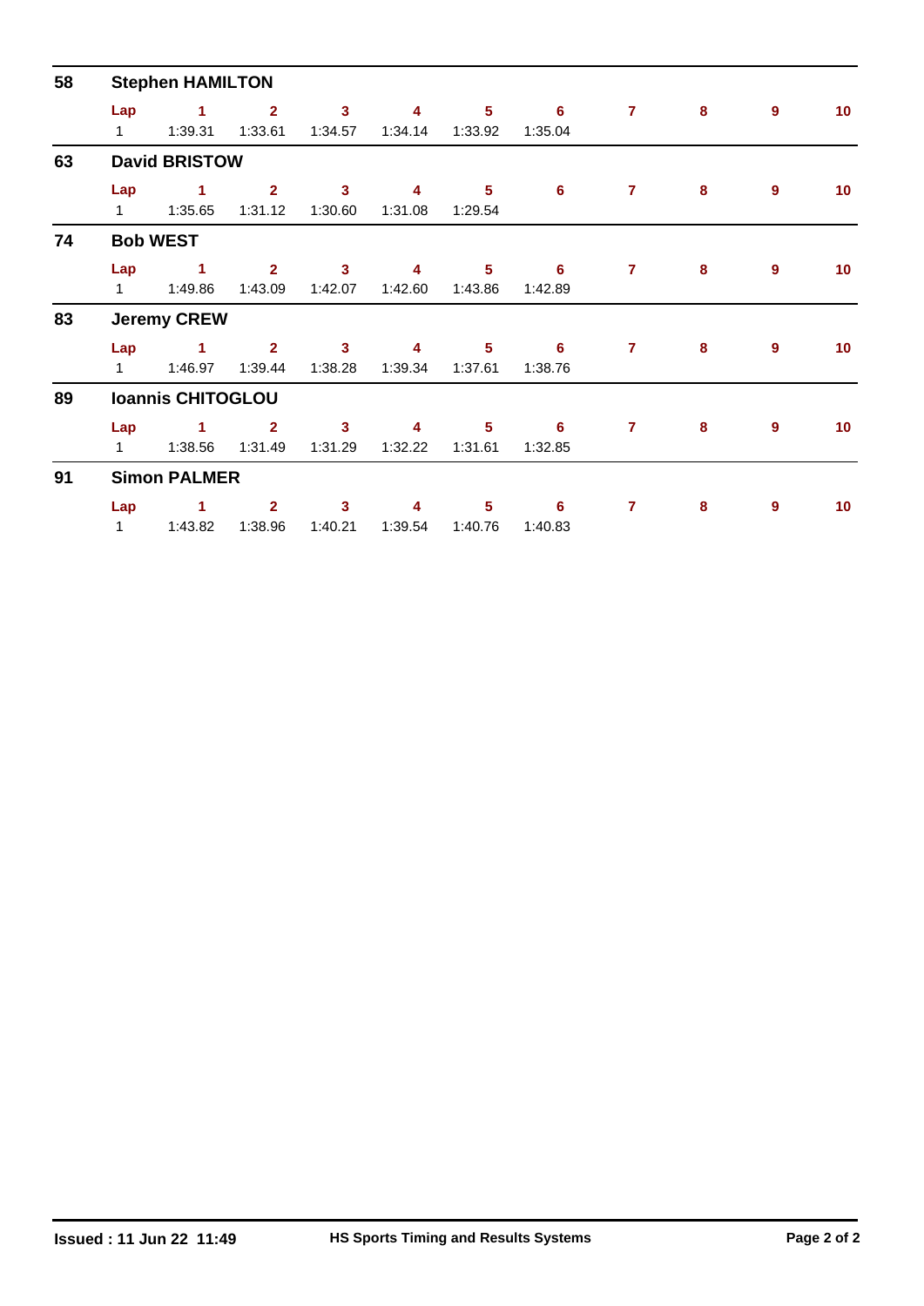## 58 Stephen HAMILTON

| Lap | 1 | 2 | 3 | 4 | 5 | 6 | 7 | 8 | 9 | 10 |
|---|---|---|---|---|---|---|---|---|---|---|
| 1 | 1:39.31 | 1:33.61 | 1:34.57 | 1:34.14 | 1:33.92 | 1:35.04 | | | | |

## 63 David BRISTOW

| Lap | 1 | 2 | 3 | 4 | 5 | 6 | 7 | 8 | 9 | 10 |
|---|---|---|---|---|---|---|---|---|---|---|
| 1 | 1:35.65 | 1:31.12 | 1:30.60 | 1:31.08 | 1:29.54 | | | | | |

## 74 Bob WEST

| Lap | 1 | 2 | 3 | 4 | 5 | 6 | 7 | 8 | 9 | 10 |
|---|---|---|---|---|---|---|---|---|---|---|
| 1 | 1:49.86 | 1:43.09 | 1:42.07 | 1:42.60 | 1:43.86 | 1:42.89 | | | | |

## 83 Jeremy CREW

| Lap | 1 | 2 | 3 | 4 | 5 | 6 | 7 | 8 | 9 | 10 |
|---|---|---|---|---|---|---|---|---|---|---|
| 1 | 1:46.97 | 1:39.44 | 1:38.28 | 1:39.34 | 1:37.61 | 1:38.76 | | | | |

## 89 Ioannis CHITOGLOU

| Lap | 1 | 2 | 3 | 4 | 5 | 6 | 7 | 8 | 9 | 10 |
|---|---|---|---|---|---|---|---|---|---|---|
| 1 | 1:38.56 | 1:31.49 | 1:31.29 | 1:32.22 | 1:31.61 | 1:32.85 | | | | |

## 91 Simon PALMER

| Lap | 1 | 2 | 3 | 4 | 5 | 6 | 7 | 8 | 9 | 10 |
|---|---|---|---|---|---|---|---|---|---|---|
| 1 | 1:43.82 | 1:38.96 | 1:40.21 | 1:39.54 | 1:40.76 | 1:40.83 | | | | |

**Issued : 11 Jun 22 11:49** **HS Sports Timing and Results Systems**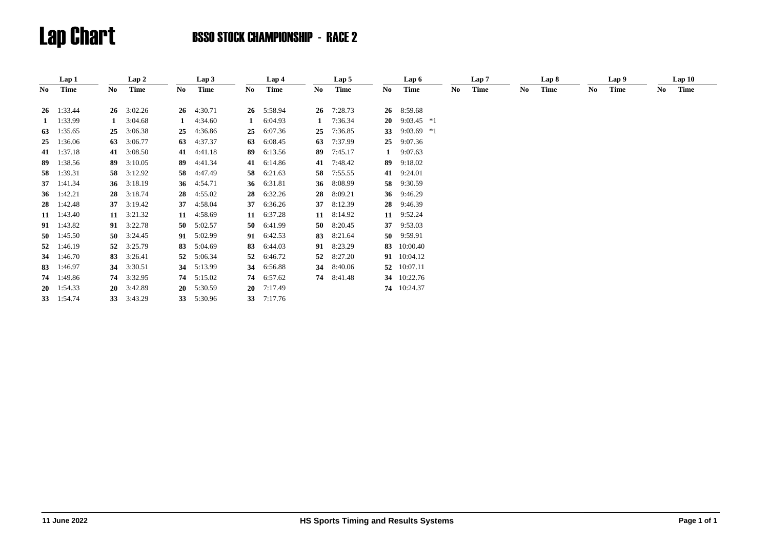# Lap Chart

## BSSO STOCK CHAMPIONSHIP - RACE 2

| Lap 1 | | Lap 2 | | Lap 3 | | Lap 4 | | Lap 5 | | Lap 6 | | Lap 7 | | Lap 8 | | Lap 9 | | Lap 10 | |
|---|---|---|---|---|---|---|---|---|---|---|---|---|---|---|---|---|---|---|---|
| No | Time | No | Time | No | Time | No | Time | No | Time | No | Time | No | Time | No | Time | No | Time | No | Time |
| 26 | 1:33.44 | 26 | 3:02.26 | 26 | 4:30.71 | 26 | 5:58.94 | 26 | 7:28.73 | 26 | 8:59.68 | | | | | | | | |
| 1 | 1:33.99 | 1 | 3:04.68 | 1 | 4:34.60 | 1 | 6:04.93 | 1 | 7:36.34 | 20 | 9:03.45 *1 | | | | | | | | |
| 63 | 1:35.65 | 25 | 3:06.38 | 25 | 4:36.86 | 25 | 6:07.36 | 25 | 7:36.85 | 33 | 9:03.69 *1 | | | | | | | | |
| 25 | 1:36.06 | 63 | 3:06.77 | 63 | 4:37.37 | 63 | 6:08.45 | 63 | 7:37.99 | 25 | 9:07.36 | | | | | | | | |
| 41 | 1:37.18 | 41 | 3:08.50 | 41 | 4:41.18 | 89 | 6:13.56 | 89 | 7:45.17 | 1 | 9:07.63 | | | | | | | | |
| 89 | 1:38.56 | 89 | 3:10.05 | 89 | 4:41.34 | 41 | 6:14.86 | 41 | 7:48.42 | 89 | 9:18.02 | | | | | | | | |
| 58 | 1:39.31 | 58 | 3:12.92 | 58 | 4:47.49 | 58 | 6:21.63 | 58 | 7:55.55 | 41 | 9:24.01 | | | | | | | | |
| 37 | 1:41.34 | 36 | 3:18.19 | 36 | 4:54.71 | 36 | 6:31.81 | 36 | 8:08.99 | 58 | 9:30.59 | | | | | | | | |
| 36 | 1:42.21 | 28 | 3:18.74 | 28 | 4:55.02 | 28 | 6:32.26 | 28 | 8:09.21 | 36 | 9:46.29 | | | | | | | | |
| 28 | 1:42.48 | 37 | 3:19.42 | 37 | 4:58.04 | 37 | 6:36.26 | 37 | 8:12.39 | 28 | 9:46.39 | | | | | | | | |
| 11 | 1:43.40 | 11 | 3:21.32 | 11 | 4:58.69 | 11 | 6:37.28 | 11 | 8:14.92 | 11 | 9:52.24 | | | | | | | | |
| 91 | 1:43.82 | 91 | 3:22.78 | 50 | 5:02.57 | 50 | 6:41.99 | 50 | 8:20.45 | 37 | 9:53.03 | | | | | | | | |
| 50 | 1:45.50 | 50 | 3:24.45 | 91 | 5:02.99 | 91 | 6:42.53 | 83 | 8:21.64 | 50 | 9:59.91 | | | | | | | | |
| 52 | 1:46.19 | 52 | 3:25.79 | 83 | 5:04.69 | 83 | 6:44.03 | 91 | 8:23.29 | 83 | 10:00.40 | | | | | | | | |
| 34 | 1:46.70 | 83 | 3:26.41 | 52 | 5:06.34 | 52 | 6:46.72 | 52 | 8:27.20 | 91 | 10:04.12 | | | | | | | | |
| 83 | 1:46.97 | 34 | 3:30.51 | 34 | 5:13.99 | 34 | 6:56.88 | 34 | 8:40.06 | 52 | 10:07.11 | | | | | | | | |
| 74 | 1:49.86 | 74 | 3:32.95 | 74 | 5:15.02 | 74 | 6:57.62 | 74 | 8:41.48 | 34 | 10:22.76 | | | | | | | | |
| 20 | 1:54.33 | 20 | 3:42.89 | 20 | 5:30.59 | 20 | 7:17.49 | | | 74 | 10:24.37 | | | | | | | | |
| 33 | 1:54.74 | 33 | 3:43.29 | 33 | 5:30.96 | 33 | 7:17.76 | | | | | | | | | | | | |

11 June 2022 — HS Sports Timing and Results Systems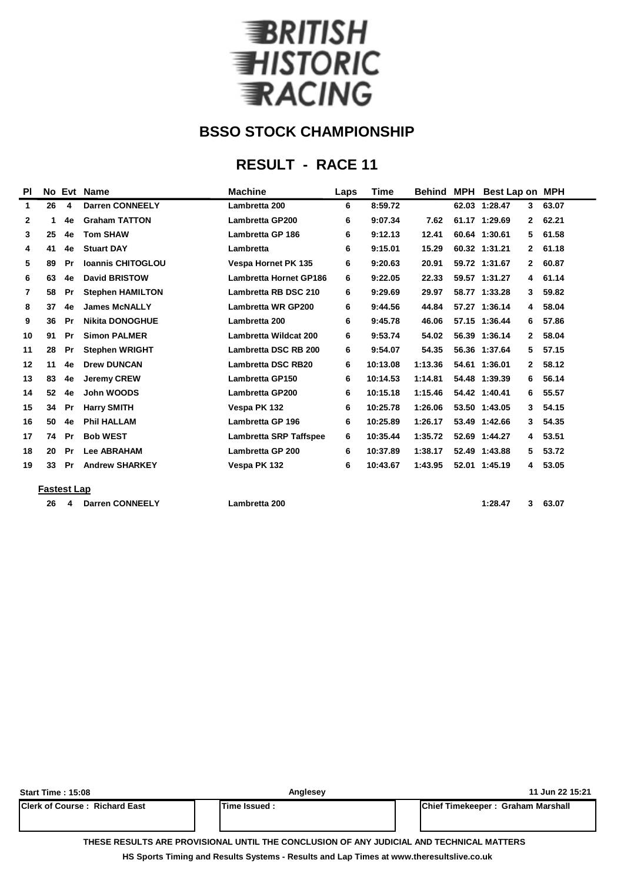# BRITISH HISTORIC RACING

## BSSO STOCK CHAMPIONSHIP

## RESULT - RACE 11

| Pl | No | Evt | Name | Machine | Laps | Time | Behind | MPH | Best Lap | on | MPH |
|---|---|---|---|---|---|---|---|---|---|---|---|
| 1 | 26 | 4 | Darren CONNEELY | Lambretta 200 | 6 | 8:59.72 | | 62.03 | 1:28.47 | 3 | 63.07 |
| 2 | 1 | 4e | Graham TATTON | Lambretta GP200 | 6 | 9:07.34 | 7.62 | 61.17 | 1:29.69 | 2 | 62.21 |
| 3 | 25 | 4e | Tom SHAW | Lambretta GP 186 | 6 | 9:12.13 | 12.41 | 60.64 | 1:30.61 | 5 | 61.58 |
| 4 | 41 | 4e | Stuart DAY | Lambretta | 6 | 9:15.01 | 15.29 | 60.32 | 1:31.21 | 2 | 61.18 |
| 5 | 89 | Pr | Ioannis CHITOGLOU | Vespa Hornet PK 135 | 6 | 9:20.63 | 20.91 | 59.72 | 1:31.67 | 2 | 60.87 |
| 6 | 63 | 4e | David BRISTOW | Lambretta Hornet GP186 | 6 | 9:22.05 | 22.33 | 59.57 | 1:31.27 | 4 | 61.14 |
| 7 | 58 | Pr | Stephen HAMILTON | Lambretta RB DSC 210 | 6 | 9:29.69 | 29.97 | 58.77 | 1:33.28 | 3 | 59.82 |
| 8 | 37 | 4e | James McNALLY | Lambretta WR GP200 | 6 | 9:44.56 | 44.84 | 57.27 | 1:36.14 | 4 | 58.04 |
| 9 | 36 | Pr | Nikita DONOGHUE | Lambretta 200 | 6 | 9:45.78 | 46.06 | 57.15 | 1:36.44 | 6 | 57.86 |
| 10 | 91 | Pr | Simon PALMER | Lambretta Wildcat 200 | 6 | 9:53.74 | 54.02 | 56.39 | 1:36.14 | 2 | 58.04 |
| 11 | 28 | Pr | Stephen WRIGHT | Lambretta DSC RB 200 | 6 | 9:54.07 | 54.35 | 56.36 | 1:37.64 | 5 | 57.15 |
| 12 | 11 | 4e | Drew DUNCAN | Lambretta DSC RB20 | 6 | 10:13.08 | 1:13.36 | 54.61 | 1:36.01 | 2 | 58.12 |
| 13 | 83 | 4e | Jeremy CREW | Lambretta GP150 | 6 | 10:14.53 | 1:14.81 | 54.48 | 1:39.39 | 6 | 56.14 |
| 14 | 52 | 4e | John WOODS | Lambretta GP200 | 6 | 10:15.18 | 1:15.46 | 54.42 | 1:40.41 | 6 | 55.57 |
| 15 | 34 | Pr | Harry SMITH | Vespa PK 132 | 6 | 10:25.78 | 1:26.06 | 53.50 | 1:43.05 | 3 | 54.15 |
| 16 | 50 | 4e | Phil HALLAM | Lambretta GP 196 | 6 | 10:25.89 | 1:26.17 | 53.49 | 1:42.66 | 3 | 54.35 |
| 17 | 74 | Pr | Bob WEST | Lambretta SRP Taffspee | 6 | 10:35.44 | 1:35.72 | 52.69 | 1:44.27 | 4 | 53.51 |
| 18 | 20 | Pr | Lee ABRAHAM | Lambretta GP 200 | 6 | 10:37.89 | 1:38.17 | 52.49 | 1:43.88 | 5 | 53.72 |
| 19 | 33 | Pr | Andrew SHARKEY | Vespa PK 132 | 6 | 10:43.67 | 1:43.95 | 52.01 | 1:45.19 | 4 | 53.05 |

**Fastest Lap**

| No | Evt | Name | Machine | Best Lap | on | MPH |
|---|---|---|---|---|---|---|
| 26 | 4 | Darren CONNEELY | Lambretta 200 | 1:28.47 | 3 | 63.07 |

Start Time : 15:08 | Anglesey | 11 Jun 22 15:21

| Clerk of Course : Richard East | Time Issued : | Chief Timekeeper : Graham Marshall |
|---|---|---|

THESE RESULTS ARE PROVISIONAL UNTIL THE CONCLUSION OF ANY JUDICIAL AND TECHNICAL MATTERS

HS Sports Timing and Results Systems - Results and Lap Times at www.theresultslive.co.uk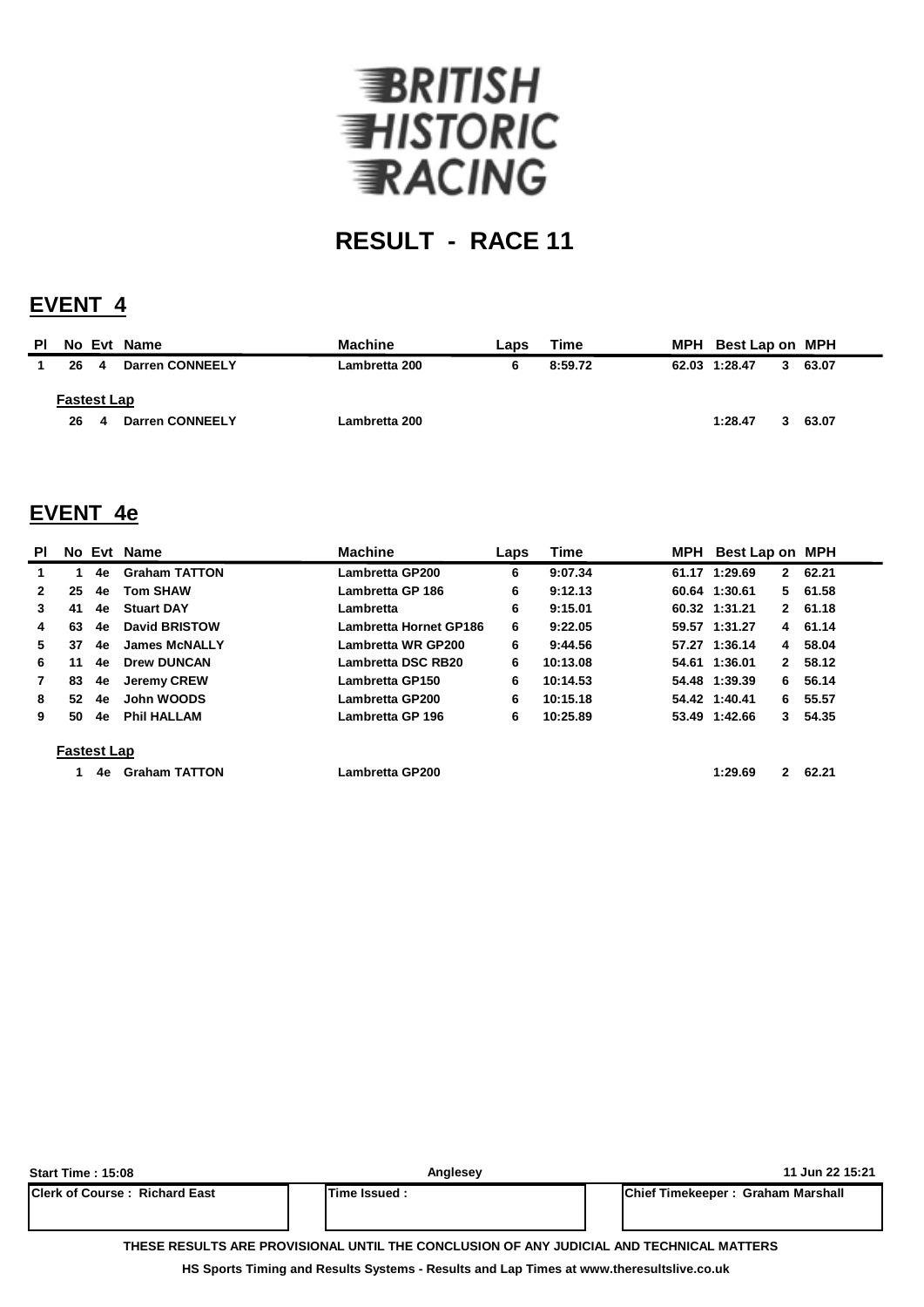# BRITISH HISTORIC RACING

## RESULT - RACE 11

## EVENT 4

| Pl | No | Evt | Name | Machine | Laps | Time | MPH | Best Lap | on | MPH |
|---|---|---|---|---|---|---|---|---|---|---|
| 1 | 26 | 4 | Darren CONNEELY | Lambretta 200 | 6 | 8:59.72 | 62.03 | 1:28.47 | 3 | 63.07 |

**Fastest Lap**

| No | Evt | Name | Machine | Best Lap | on | MPH |
|---|---|---|---|---|---|---|
| 26 | 4 | Darren CONNEELY | Lambretta 200 | 1:28.47 | 3 | 63.07 |

## EVENT 4e

| Pl | No | Evt | Name | Machine | Laps | Time | MPH | Best Lap | on | MPH |
|---|---|---|---|---|---|---|---|---|---|---|
| 1 | 1 | 4e | Graham TATTON | Lambretta GP200 | 6 | 9:07.34 | 61.17 | 1:29.69 | 2 | 62.21 |
| 2 | 25 | 4e | Tom SHAW | Lambretta GP 186 | 6 | 9:12.13 | 60.64 | 1:30.61 | 5 | 61.58 |
| 3 | 41 | 4e | Stuart DAY | Lambretta | 6 | 9:15.01 | 60.32 | 1:31.21 | 2 | 61.18 |
| 4 | 63 | 4e | David BRISTOW | Lambretta Hornet GP186 | 6 | 9:22.05 | 59.57 | 1:31.27 | 4 | 61.14 |
| 5 | 37 | 4e | James McNALLY | Lambretta WR GP200 | 6 | 9:44.56 | 57.27 | 1:36.14 | 4 | 58.04 |
| 6 | 11 | 4e | Drew DUNCAN | Lambretta DSC RB20 | 6 | 10:13.08 | 54.61 | 1:36.01 | 2 | 58.12 |
| 7 | 83 | 4e | Jeremy CREW | Lambretta GP150 | 6 | 10:14.53 | 54.48 | 1:39.39 | 6 | 56.14 |
| 8 | 52 | 4e | John WOODS | Lambretta GP200 | 6 | 10:15.18 | 54.42 | 1:40.41 | 6 | 55.57 |
| 9 | 50 | 4e | Phil HALLAM | Lambretta GP 196 | 6 | 10:25.89 | 53.49 | 1:42.66 | 3 | 54.35 |

**Fastest Lap**

| No | Evt | Name | Machine | Best Lap | on | MPH |
|---|---|---|---|---|---|---|
| 1 | 4e | Graham TATTON | Lambretta GP200 | 1:29.69 | 2 | 62.21 |

Start Time : 15:08 | Anglesey | 11 Jun 22 15:21

| Clerk of Course : Richard East | Time Issued : | Chief Timekeeper : Graham Marshall |
|---|---|---|

THESE RESULTS ARE PROVISIONAL UNTIL THE CONCLUSION OF ANY JUDICIAL AND TECHNICAL MATTERS

HS Sports Timing and Results Systems - Results and Lap Times at www.theresultslive.co.uk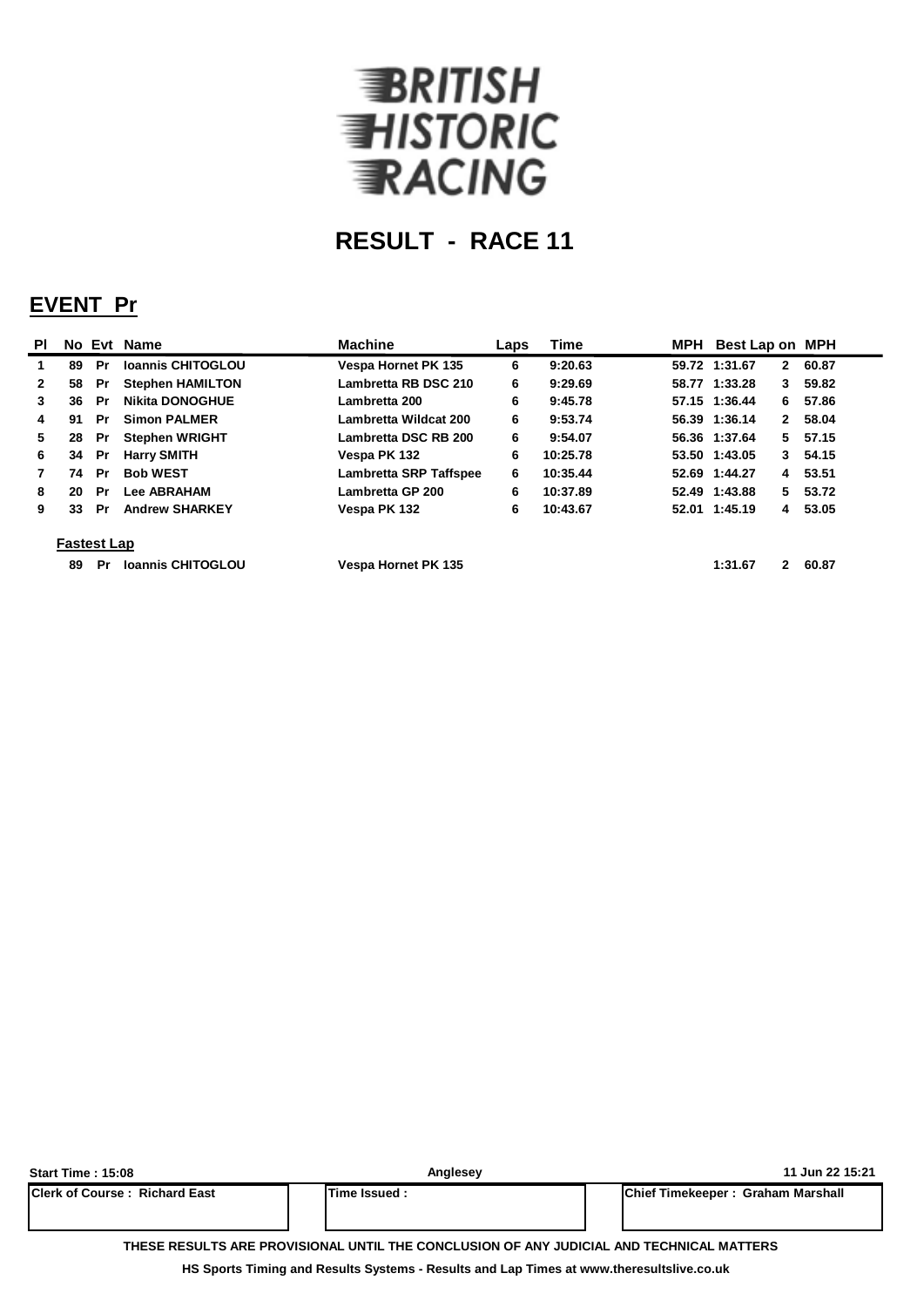BRITISH HISTORIC RACING

# RESULT - RACE 11

## EVENT Pr

| Pl | No | Evt | Name | Machine | Laps | Time | MPH | Best Lap | on | MPH |
|---|---|---|---|---|---|---|---|---|---|---|
| 1 | 89 | Pr | Ioannis CHITOGLOU | Vespa Hornet PK 135 | 6 | 9:20.63 | 59.72 | 1:31.67 | 2 | 60.87 |
| 2 | 58 | Pr | Stephen HAMILTON | Lambretta RB DSC 210 | 6 | 9:29.69 | 58.77 | 1:33.28 | 3 | 59.82 |
| 3 | 36 | Pr | Nikita DONOGHUE | Lambretta 200 | 6 | 9:45.78 | 57.15 | 1:36.44 | 6 | 57.86 |
| 4 | 91 | Pr | Simon PALMER | Lambretta Wildcat 200 | 6 | 9:53.74 | 56.39 | 1:36.14 | 2 | 58.04 |
| 5 | 28 | Pr | Stephen WRIGHT | Lambretta DSC RB 200 | 6 | 9:54.07 | 56.36 | 1:37.64 | 5 | 57.15 |
| 6 | 34 | Pr | Harry SMITH | Vespa PK 132 | 6 | 10:25.78 | 53.50 | 1:43.05 | 3 | 54.15 |
| 7 | 74 | Pr | Bob WEST | Lambretta SRP Taffspee | 6 | 10:35.44 | 52.69 | 1:44.27 | 4 | 53.51 |
| 8 | 20 | Pr | Lee ABRAHAM | Lambretta GP 200 | 6 | 10:37.89 | 52.49 | 1:43.88 | 5 | 53.72 |
| 9 | 33 | Pr | Andrew SHARKEY | Vespa PK 132 | 6 | 10:43.67 | 52.01 | 1:45.19 | 4 | 53.05 |

**Fastest Lap**

| No | Evt | Name | Machine | Best Lap | on | MPH |
|---|---|---|---|---|---|---|
| 89 | Pr | Ioannis CHITOGLOU | Vespa Hornet PK 135 | 1:31.67 | 2 | 60.87 |

Start Time : 15:08 | Anglesey | 11 Jun 22 15:21

| Clerk of Course : Richard East | Time Issued : | Chief Timekeeper : Graham Marshall |
|---|---|---|

THESE RESULTS ARE PROVISIONAL UNTIL THE CONCLUSION OF ANY JUDICIAL AND TECHNICAL MATTERS

HS Sports Timing and Results Systems - Results and Lap Times at www.theresultslive.co.uk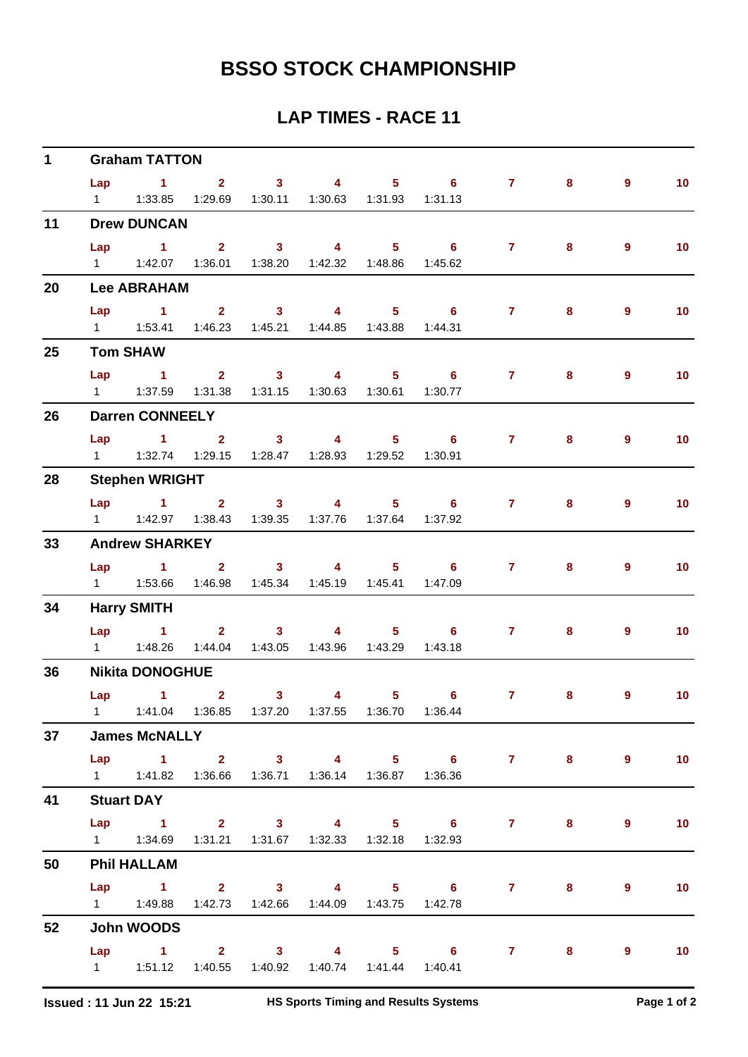# BSSO STOCK CHAMPIONSHIP

## LAP TIMES - RACE 11

| No. | Driver | Lap | 1 | 2 | 3 | 4 | 5 | 6 | 7 | 8 | 9 | 10 |
|---|---|---|---|---|---|---|---|---|---|---|---|---|
| 1 | Graham TATTON | 1 | 1:33.85 | 1:29.69 | 1:30.11 | 1:30.63 | 1:31.93 | 1:31.13 | | | | |
| 11 | Drew DUNCAN | 1 | 1:42.07 | 1:36.01 | 1:38.20 | 1:42.32 | 1:48.86 | 1:45.62 | | | | |
| 20 | Lee ABRAHAM | 1 | 1:53.41 | 1:46.23 | 1:45.21 | 1:44.85 | 1:43.88 | 1:44.31 | | | | |
| 25 | Tom SHAW | 1 | 1:37.59 | 1:31.38 | 1:31.15 | 1:30.63 | 1:30.61 | 1:30.77 | | | | |
| 26 | Darren CONNEELY | 1 | 1:32.74 | 1:29.15 | 1:28.47 | 1:28.93 | 1:29.52 | 1:30.91 | | | | |
| 28 | Stephen WRIGHT | 1 | 1:42.97 | 1:38.43 | 1:39.35 | 1:37.76 | 1:37.64 | 1:37.92 | | | | |
| 33 | Andrew SHARKEY | 1 | 1:53.66 | 1:46.98 | 1:45.34 | 1:45.19 | 1:45.41 | 1:47.09 | | | | |
| 34 | Harry SMITH | 1 | 1:48.26 | 1:44.04 | 1:43.05 | 1:43.96 | 1:43.29 | 1:43.18 | | | | |
| 36 | Nikita DONOGHUE | 1 | 1:41.04 | 1:36.85 | 1:37.20 | 1:37.55 | 1:36.70 | 1:36.44 | | | | |
| 37 | James McNALLY | 1 | 1:41.82 | 1:36.66 | 1:36.71 | 1:36.14 | 1:36.87 | 1:36.36 | | | | |
| 41 | Stuart DAY | 1 | 1:34.69 | 1:31.21 | 1:31.67 | 1:32.33 | 1:32.18 | 1:32.93 | | | | |
| 50 | Phil HALLAM | 1 | 1:49.88 | 1:42.73 | 1:42.66 | 1:44.09 | 1:43.75 | 1:42.78 | | | | |
| 52 | John WOODS | 1 | 1:51.12 | 1:40.55 | 1:40.92 | 1:40.74 | 1:41.44 | 1:40.41 | | | | |

**Issued : 11 Jun 22 15:21** — **HS Sports Timing and Results Systems**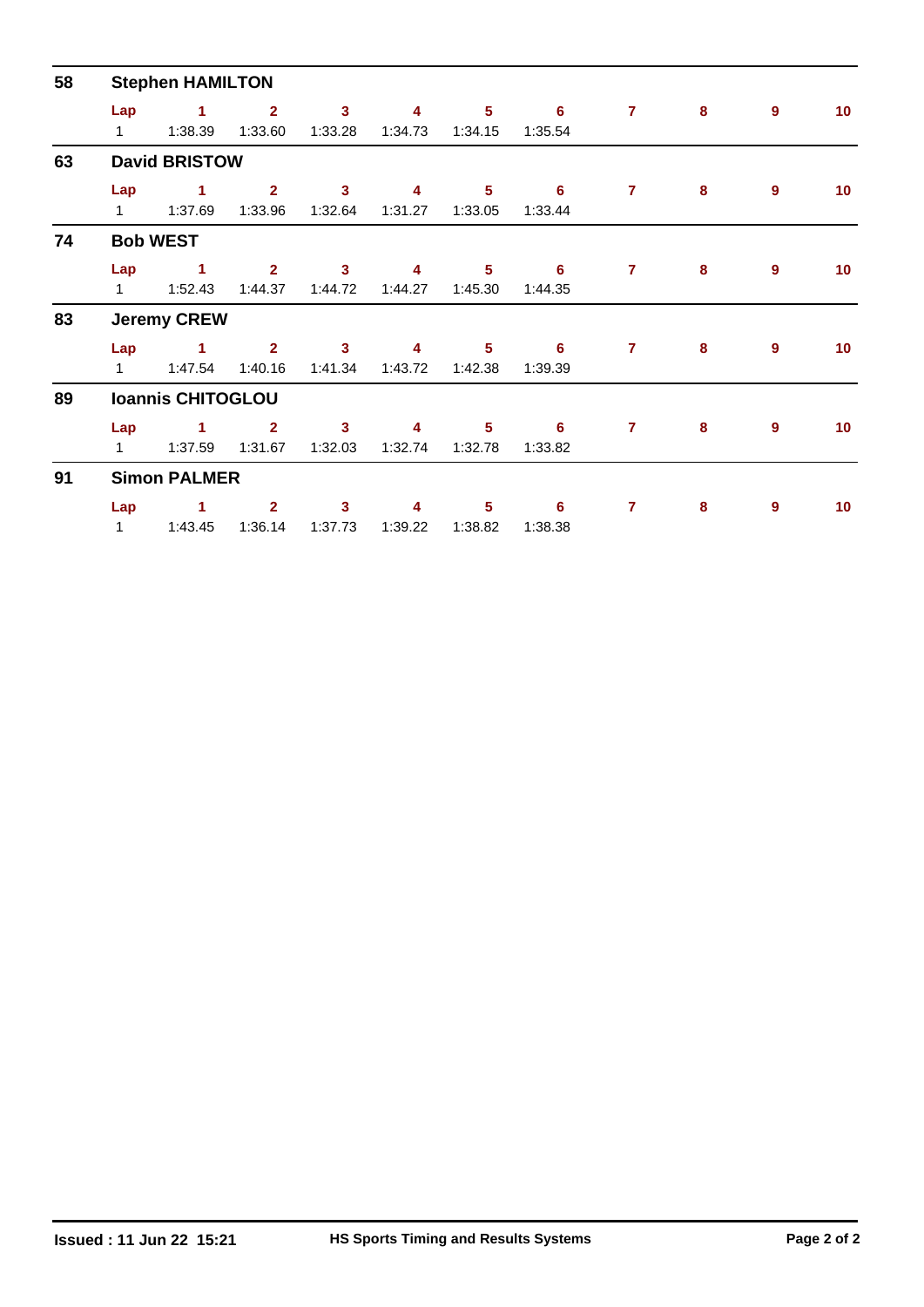## 58 Stephen HAMILTON

| Lap | 1 | 2 | 3 | 4 | 5 | 6 | 7 | 8 | 9 | 10 |
|---|---|---|---|---|---|---|---|---|---|---|
| 1 | 1:38.39 | 1:33.60 | 1:33.28 | 1:34.73 | 1:34.15 | 1:35.54 | | | | |

## 63 David BRISTOW

| Lap | 1 | 2 | 3 | 4 | 5 | 6 | 7 | 8 | 9 | 10 |
|---|---|---|---|---|---|---|---|---|---|---|
| 1 | 1:37.69 | 1:33.96 | 1:32.64 | 1:31.27 | 1:33.05 | 1:33.44 | | | | |

## 74 Bob WEST

| Lap | 1 | 2 | 3 | 4 | 5 | 6 | 7 | 8 | 9 | 10 |
|---|---|---|---|---|---|---|---|---|---|---|
| 1 | 1:52.43 | 1:44.37 | 1:44.72 | 1:44.27 | 1:45.30 | 1:44.35 | | | | |

## 83 Jeremy CREW

| Lap | 1 | 2 | 3 | 4 | 5 | 6 | 7 | 8 | 9 | 10 |
|---|---|---|---|---|---|---|---|---|---|---|
| 1 | 1:47.54 | 1:40.16 | 1:41.34 | 1:43.72 | 1:42.38 | 1:39.39 | | | | |

## 89 Ioannis CHITOGLOU

| Lap | 1 | 2 | 3 | 4 | 5 | 6 | 7 | 8 | 9 | 10 |
|---|---|---|---|---|---|---|---|---|---|---|
| 1 | 1:37.59 | 1:31.67 | 1:32.03 | 1:32.74 | 1:32.78 | 1:33.82 | | | | |

## 91 Simon PALMER

| Lap | 1 | 2 | 3 | 4 | 5 | 6 | 7 | 8 | 9 | 10 |
|---|---|---|---|---|---|---|---|---|---|---|
| 1 | 1:43.45 | 1:36.14 | 1:37.73 | 1:39.22 | 1:38.82 | 1:38.38 | | | | |

**Issued : 11 Jun 22 15:21** **HS Sports Timing and Results Systems**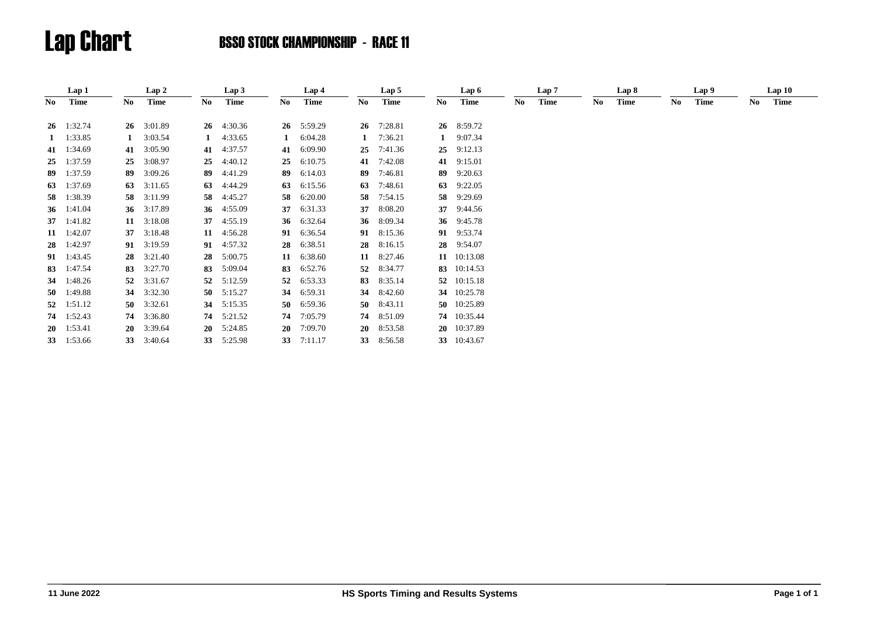# Lap Chart

## BSSO STOCK CHAMPIONSHIP - RACE 11

| Lap 1 | | Lap 2 | | Lap 3 | | Lap 4 | | Lap 5 | | Lap 6 | | Lap 7 | | Lap 8 | | Lap 9 | | Lap 10 | |
|---|---|---|---|---|---|---|---|---|---|---|---|---|---|---|---|---|---|---|---|
| **No** | **Time** | **No** | **Time** | **No** | **Time** | **No** | **Time** | **No** | **Time** | **No** | **Time** | **No** | **Time** | **No** | **Time** | **No** | **Time** | **No** | **Time** |
| **26** | 1:32.74 | **26** | 3:01.89 | **26** | 4:30.36 | **26** | 5:59.29 | **26** | 7:28.81 | **26** | 8:59.72 | | | | | | | | |
| **1** | 1:33.85 | **1** | 3:03.54 | **1** | 4:33.65 | **1** | 6:04.28 | **1** | 7:36.21 | **1** | 9:07.34 | | | | | | | | |
| **41** | 1:34.69 | **41** | 3:05.90 | **41** | 4:37.57 | **41** | 6:09.90 | **25** | 7:41.36 | **25** | 9:12.13 | | | | | | | | |
| **25** | 1:37.59 | **25** | 3:08.97 | **25** | 4:40.12 | **25** | 6:10.75 | **41** | 7:42.08 | **41** | 9:15.01 | | | | | | | | |
| **89** | 1:37.59 | **89** | 3:09.26 | **89** | 4:41.29 | **89** | 6:14.03 | **89** | 7:46.81 | **89** | 9:20.63 | | | | | | | | |
| **63** | 1:37.69 | **63** | 3:11.65 | **63** | 4:44.29 | **63** | 6:15.56 | **63** | 7:48.61 | **63** | 9:22.05 | | | | | | | | |
| **58** | 1:38.39 | **58** | 3:11.99 | **58** | 4:45.27 | **58** | 6:20.00 | **58** | 7:54.15 | **58** | 9:29.69 | | | | | | | | |
| **36** | 1:41.04 | **36** | 3:17.89 | **36** | 4:55.09 | **37** | 6:31.33 | **37** | 8:08.20 | **37** | 9:44.56 | | | | | | | | |
| **37** | 1:41.82 | **11** | 3:18.08 | **37** | 4:55.19 | **36** | 6:32.64 | **36** | 8:09.34 | **36** | 9:45.78 | | | | | | | | |
| **11** | 1:42.07 | **37** | 3:18.48 | **11** | 4:56.28 | **91** | 6:36.54 | **91** | 8:15.36 | **91** | 9:53.74 | | | | | | | | |
| **28** | 1:42.97 | **91** | 3:19.59 | **91** | 4:57.32 | **28** | 6:38.51 | **28** | 8:16.15 | **28** | 9:54.07 | | | | | | | | |
| **91** | 1:43.45 | **28** | 3:21.40 | **28** | 5:00.75 | **11** | 6:38.60 | **11** | 8:27.46 | **11** | 10:13.08 | | | | | | | | |
| **83** | 1:47.54 | **83** | 3:27.70 | **83** | 5:09.04 | **83** | 6:52.76 | **52** | 8:34.77 | **83** | 10:14.53 | | | | | | | | |
| **34** | 1:48.26 | **52** | 3:31.67 | **52** | 5:12.59 | **52** | 6:53.33 | **83** | 8:35.14 | **52** | 10:15.18 | | | | | | | | |
| **50** | 1:49.88 | **34** | 3:32.30 | **50** | 5:15.27 | **34** | 6:59.31 | **34** | 8:42.60 | **34** | 10:25.78 | | | | | | | | |
| **52** | 1:51.12 | **50** | 3:32.61 | **34** | 5:15.35 | **50** | 6:59.36 | **50** | 8:43.11 | **50** | 10:25.89 | | | | | | | | |
| **74** | 1:52.43 | **74** | 3:36.80 | **74** | 5:21.52 | **74** | 7:05.79 | **74** | 8:51.09 | **74** | 10:35.44 | | | | | | | | |
| **20** | 1:53.41 | **20** | 3:39.64 | **20** | 5:24.85 | **20** | 7:09.70 | **20** | 8:53.58 | **20** | 10:37.89 | | | | | | | | |
| **33** | 1:53.66 | **33** | 3:40.64 | **33** | 5:25.98 | **33** | 7:11.17 | **33** | 8:56.58 | **33** | 10:43.67 | | | | | | | | |

11 June 2022 — HS Sports Timing and Results Systems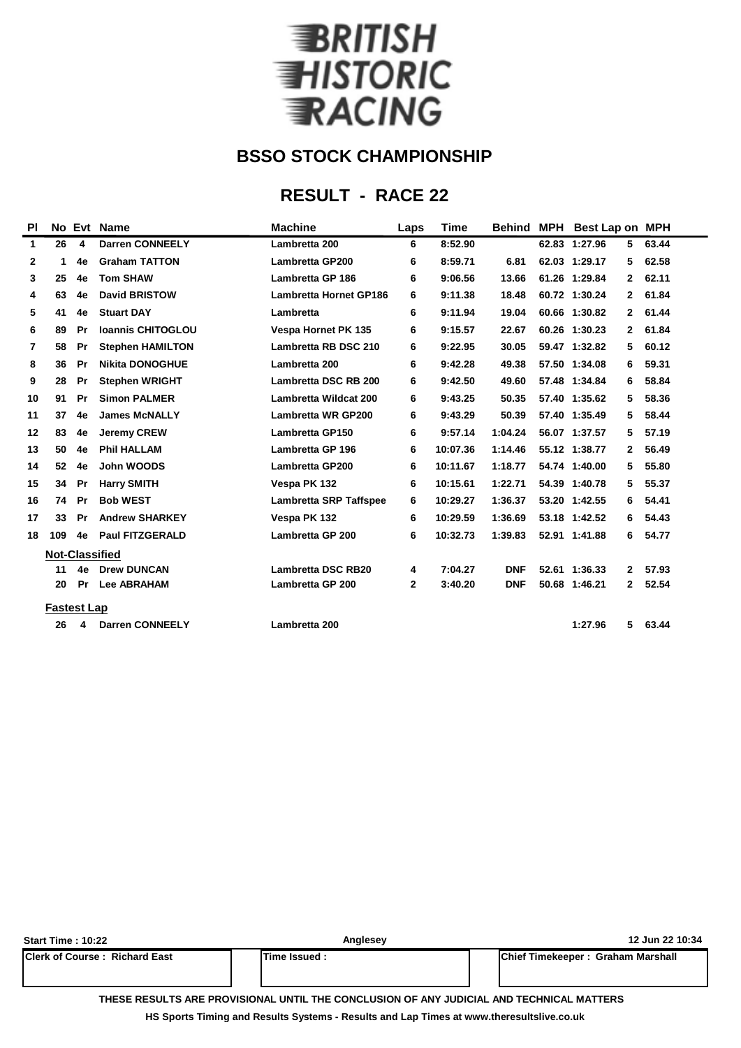# BRITISH HISTORIC RACING

## BSSO STOCK CHAMPIONSHIP

## RESULT - RACE 22

| Pl | No | Evt | Name | Machine | Laps | Time | Behind | MPH | Best Lap | on | MPH |
|---|---|---|---|---|---|---|---|---|---|---|---|
| 1 | 26 | 4 | Darren CONNEELY | Lambretta 200 | 6 | 8:52.90 | | 62.83 | 1:27.96 | 5 | 63.44 |
| 2 | 1 | 4e | Graham TATTON | Lambretta GP200 | 6 | 8:59.71 | 6.81 | 62.03 | 1:29.17 | 5 | 62.58 |
| 3 | 25 | 4e | Tom SHAW | Lambretta GP 186 | 6 | 9:06.56 | 13.66 | 61.26 | 1:29.84 | 2 | 62.11 |
| 4 | 63 | 4e | David BRISTOW | Lambretta Hornet GP186 | 6 | 9:11.38 | 18.48 | 60.72 | 1:30.24 | 2 | 61.84 |
| 5 | 41 | 4e | Stuart DAY | Lambretta | 6 | 9:11.94 | 19.04 | 60.66 | 1:30.82 | 2 | 61.44 |
| 6 | 89 | Pr | Ioannis CHITOGLOU | Vespa Hornet PK 135 | 6 | 9:15.57 | 22.67 | 60.26 | 1:30.23 | 2 | 61.84 |
| 7 | 58 | Pr | Stephen HAMILTON | Lambretta RB DSC 210 | 6 | 9:22.95 | 30.05 | 59.47 | 1:32.82 | 5 | 60.12 |
| 8 | 36 | Pr | Nikita DONOGHUE | Lambretta 200 | 6 | 9:42.28 | 49.38 | 57.50 | 1:34.08 | 6 | 59.31 |
| 9 | 28 | Pr | Stephen WRIGHT | Lambretta DSC RB 200 | 6 | 9:42.50 | 49.60 | 57.48 | 1:34.84 | 6 | 58.84 |
| 10 | 91 | Pr | Simon PALMER | Lambretta Wildcat 200 | 6 | 9:43.25 | 50.35 | 57.40 | 1:35.62 | 5 | 58.36 |
| 11 | 37 | 4e | James McNALLY | Lambretta WR GP200 | 6 | 9:43.29 | 50.39 | 57.40 | 1:35.49 | 5 | 58.44 |
| 12 | 83 | 4e | Jeremy CREW | Lambretta GP150 | 6 | 9:57.14 | 1:04.24 | 56.07 | 1:37.57 | 5 | 57.19 |
| 13 | 50 | 4e | Phil HALLAM | Lambretta GP 196 | 6 | 10:07.36 | 1:14.46 | 55.12 | 1:38.77 | 2 | 56.49 |
| 14 | 52 | 4e | John WOODS | Lambretta GP200 | 6 | 10:11.67 | 1:18.77 | 54.74 | 1:40.00 | 5 | 55.80 |
| 15 | 34 | Pr | Harry SMITH | Vespa PK 132 | 6 | 10:15.61 | 1:22.71 | 54.39 | 1:40.78 | 5 | 55.37 |
| 16 | 74 | Pr | Bob WEST | Lambretta SRP Taffspee | 6 | 10:29.27 | 1:36.37 | 53.20 | 1:42.55 | 6 | 54.41 |
| 17 | 33 | Pr | Andrew SHARKEY | Vespa PK 132 | 6 | 10:29.59 | 1:36.69 | 53.18 | 1:42.52 | 6 | 54.43 |
| 18 | 109 | 4e | Paul FITZGERALD | Lambretta GP 200 | 6 | 10:32.73 | 1:39.83 | 52.91 | 1:41.88 | 6 | 54.77 |
| | **Not-Classified** | | | | | | | | | | |
| | 11 | 4e | Drew DUNCAN | Lambretta DSC RB20 | 4 | 7:04.27 | DNF | 52.61 | 1:36.33 | 2 | 57.93 |
| | 20 | Pr | Lee ABRAHAM | Lambretta GP 200 | 2 | 3:40.20 | DNF | 50.68 | 1:46.21 | 2 | 52.54 |
| | **Fastest Lap** | | | | | | | | | | |
| | 26 | 4 | Darren CONNEELY | Lambretta 200 | | | | | 1:27.96 | 5 | 63.44 |

Start Time : 10:22 | Anglesey | 12 Jun 22 10:34

| Clerk of Course : Richard East | Time Issued : | Chief Timekeeper : Graham Marshall |
|---|---|---|

THESE RESULTS ARE PROVISIONAL UNTIL THE CONCLUSION OF ANY JUDICIAL AND TECHNICAL MATTERS

HS Sports Timing and Results Systems - Results and Lap Times at www.theresultslive.co.uk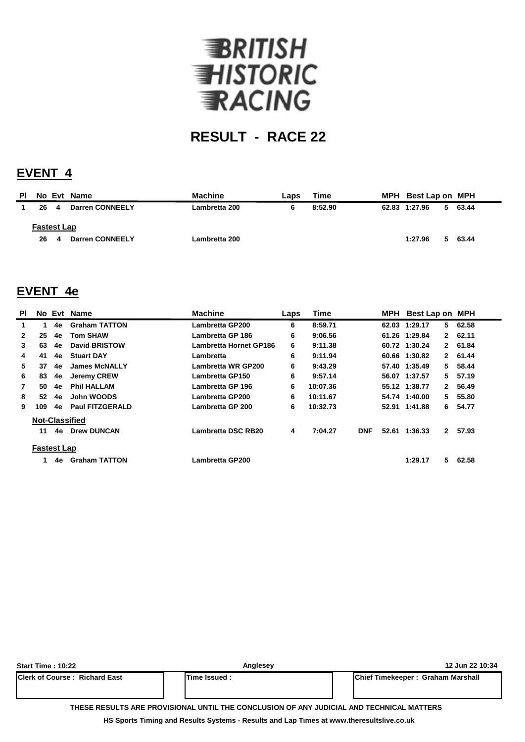BRITISH HISTORIC RACING

# RESULT - RACE 22

## EVENT 4

| Pl | No | Evt | Name | Machine | Laps | Time | | MPH | Best Lap | on | MPH |
|---|---|---|---|---|---|---|---|---|---|---|---|
| 1 | 26 | 4 | Darren CONNEELY | Lambretta 200 | 6 | 8:52.90 | | 62.83 | 1:27.96 | 5 | 63.44 |
| **Fastest Lap** | | | | | | | | | | | |
| | 26 | 4 | Darren CONNEELY | Lambretta 200 | | | | | 1:27.96 | 5 | 63.44 |

## EVENT 4e

| Pl | No | Evt | Name | Machine | Laps | Time | | MPH | Best Lap | on | MPH |
|---|---|---|---|---|---|---|---|---|---|---|---|
| 1 | 1 | 4e | Graham TATTON | Lambretta GP200 | 6 | 8:59.71 | | 62.03 | 1:29.17 | 5 | 62.58 |
| 2 | 25 | 4e | Tom SHAW | Lambretta GP 186 | 6 | 9:06.56 | | 61.26 | 1:29.84 | 2 | 62.11 |
| 3 | 63 | 4e | David BRISTOW | Lambretta Hornet GP186 | 6 | 9:11.38 | | 60.72 | 1:30.24 | 2 | 61.84 |
| 4 | 41 | 4e | Stuart DAY | Lambretta | 6 | 9:11.94 | | 60.66 | 1:30.82 | 2 | 61.44 |
| 5 | 37 | 4e | James McNALLY | Lambretta WR GP200 | 6 | 9:43.29 | | 57.40 | 1:35.49 | 5 | 58.44 |
| 6 | 83 | 4e | Jeremy CREW | Lambretta GP150 | 6 | 9:57.14 | | 56.07 | 1:37.57 | 5 | 57.19 |
| 7 | 50 | 4e | Phil HALLAM | Lambretta GP 196 | 6 | 10:07.36 | | 55.12 | 1:38.77 | 2 | 56.49 |
| 8 | 52 | 4e | John WOODS | Lambretta GP200 | 6 | 10:11.67 | | 54.74 | 1:40.00 | 5 | 55.80 |
| 9 | 109 | 4e | Paul FITZGERALD | Lambretta GP 200 | 6 | 10:32.73 | | 52.91 | 1:41.88 | 6 | 54.77 |
| **Not-Classified** | | | | | | | | | | | |
| | 11 | 4e | Drew DUNCAN | Lambretta DSC RB20 | 4 | 7:04.27 | DNF | 52.61 | 1:36.33 | 2 | 57.93 |
| **Fastest Lap** | | | | | | | | | | | |
| | 1 | 4e | Graham TATTON | Lambretta GP200 | | | | | 1:29.17 | 5 | 62.58 |

| Start Time : 10:22 | Anglesey | 12 Jun 22 10:34 |
|---|---|---|
| Clerk of Course : Richard East | Time Issued : | Chief Timekeeper : Graham Marshall |

THESE RESULTS ARE PROVISIONAL UNTIL THE CONCLUSION OF ANY JUDICIAL AND TECHNICAL MATTERS

HS Sports Timing and Results Systems - Results and Lap Times at www.theresultslive.co.uk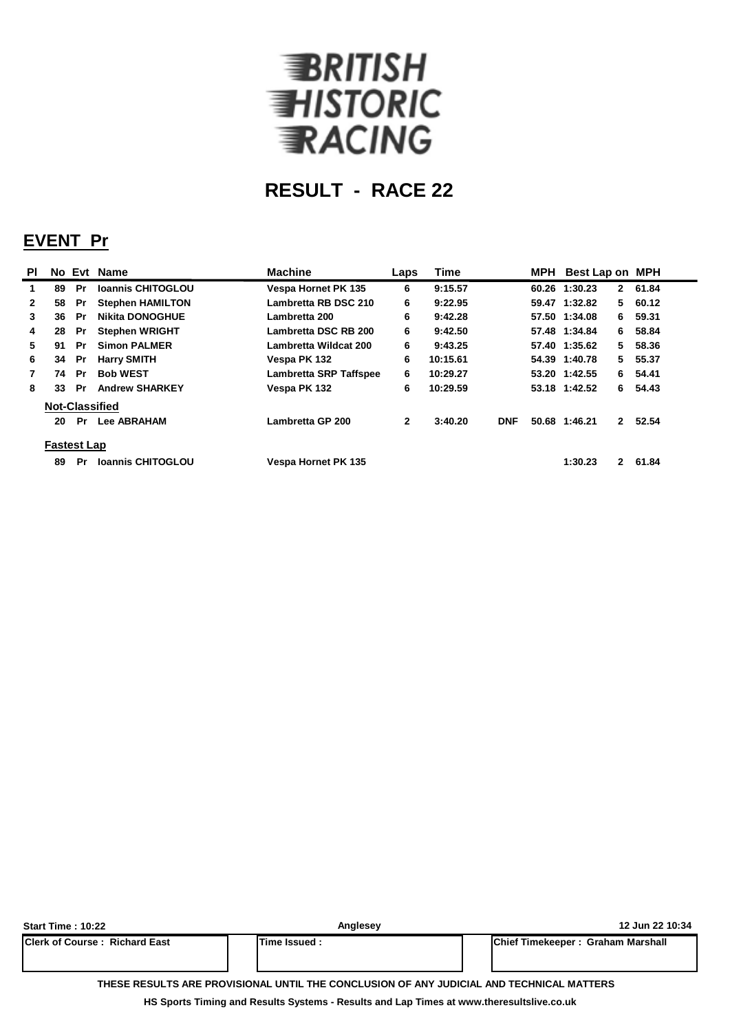BRITISH HISTORIC RACING

# RESULT - RACE 22

## EVENT Pr

| Pl | No | Evt | Name | Machine | Laps | Time | | MPH | Best Lap | on | MPH |
|---|---|---|---|---|---|---|---|---|---|---|---|
| 1 | 89 | Pr | Ioannis CHITOGLOU | Vespa Hornet PK 135 | 6 | 9:15.57 | | 60.26 | 1:30.23 | 2 | 61.84 |
| 2 | 58 | Pr | Stephen HAMILTON | Lambretta RB DSC 210 | 6 | 9:22.95 | | 59.47 | 1:32.82 | 5 | 60.12 |
| 3 | 36 | Pr | Nikita DONOGHUE | Lambretta 200 | 6 | 9:42.28 | | 57.50 | 1:34.08 | 6 | 59.31 |
| 4 | 28 | Pr | Stephen WRIGHT | Lambretta DSC RB 200 | 6 | 9:42.50 | | 57.48 | 1:34.84 | 6 | 58.84 |
| 5 | 91 | Pr | Simon PALMER | Lambretta Wildcat 200 | 6 | 9:43.25 | | 57.40 | 1:35.62 | 5 | 58.36 |
| 6 | 34 | Pr | Harry SMITH | Vespa PK 132 | 6 | 10:15.61 | | 54.39 | 1:40.78 | 5 | 55.37 |
| 7 | 74 | Pr | Bob WEST | Lambretta SRP Taffspee | 6 | 10:29.27 | | 53.20 | 1:42.55 | 6 | 54.41 |
| 8 | 33 | Pr | Andrew SHARKEY | Vespa PK 132 | 6 | 10:29.59 | | 53.18 | 1:42.52 | 6 | 54.43 |
| | **Not-Classified** | | | | | | | | | | |
| | 20 | Pr | Lee ABRAHAM | Lambretta GP 200 | 2 | 3:40.20 | DNF | 50.68 | 1:46.21 | 2 | 52.54 |
| | **Fastest Lap** | | | | | | | | | | |
| | 89 | Pr | Ioannis CHITOGLOU | Vespa Hornet PK 135 | | | | | 1:30.23 | 2 | 61.84 |

Start Time : 10:22 | Anglesey | 12 Jun 22 10:34

| Clerk of Course : Richard East | Time Issued : | Chief Timekeeper : Graham Marshall |
|---|---|---|

THESE RESULTS ARE PROVISIONAL UNTIL THE CONCLUSION OF ANY JUDICIAL AND TECHNICAL MATTERS

HS Sports Timing and Results Systems - Results and Lap Times at www.theresultslive.co.uk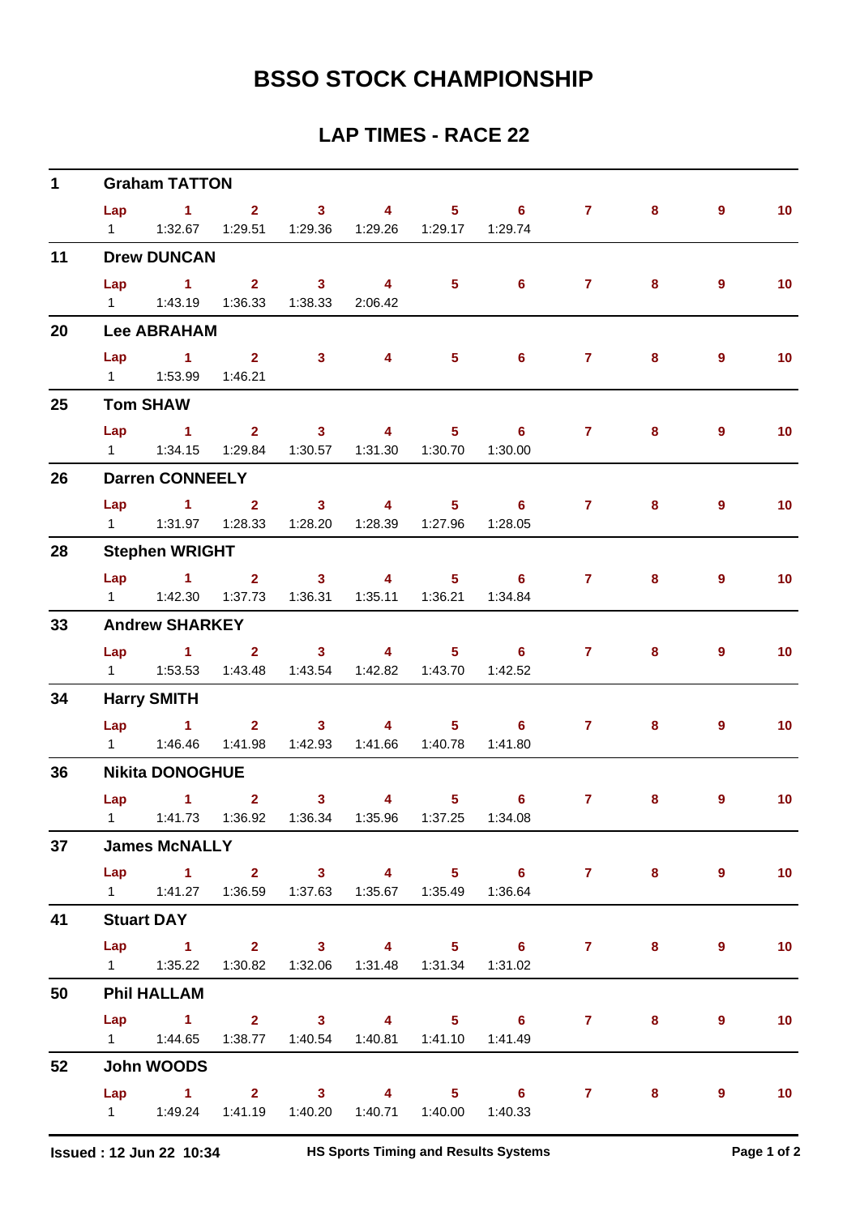# BSSO STOCK CHAMPIONSHIP

## LAP TIMES - RACE 22

**1 Graham TATTON**

| Lap | 1 | 2 | 3 | 4 | 5 | 6 | 7 | 8 | 9 | 10 |
|---|---|---|---|---|---|---|---|---|---|---|
| 1 | 1:32.67 | 1:29.51 | 1:29.36 | 1:29.26 | 1:29.17 | 1:29.74 | | | | |

**11 Drew DUNCAN**

| Lap | 1 | 2 | 3 | 4 | 5 | 6 | 7 | 8 | 9 | 10 |
|---|---|---|---|---|---|---|---|---|---|---|
| 1 | 1:43.19 | 1:36.33 | 1:38.33 | 2:06.42 | | | | | | |

**20 Lee ABRAHAM**

| Lap | 1 | 2 | 3 | 4 | 5 | 6 | 7 | 8 | 9 | 10 |
|---|---|---|---|---|---|---|---|---|---|---|
| 1 | 1:53.99 | 1:46.21 | | | | | | | | |

**25 Tom SHAW**

| Lap | 1 | 2 | 3 | 4 | 5 | 6 | 7 | 8 | 9 | 10 |
|---|---|---|---|---|---|---|---|---|---|---|
| 1 | 1:34.15 | 1:29.84 | 1:30.57 | 1:31.30 | 1:30.70 | 1:30.00 | | | | |

**26 Darren CONNEELY**

| Lap | 1 | 2 | 3 | 4 | 5 | 6 | 7 | 8 | 9 | 10 |
|---|---|---|---|---|---|---|---|---|---|---|
| 1 | 1:31.97 | 1:28.33 | 1:28.20 | 1:28.39 | 1:27.96 | 1:28.05 | | | | |

**28 Stephen WRIGHT**

| Lap | 1 | 2 | 3 | 4 | 5 | 6 | 7 | 8 | 9 | 10 |
|---|---|---|---|---|---|---|---|---|---|---|
| 1 | 1:42.30 | 1:37.73 | 1:36.31 | 1:35.11 | 1:36.21 | 1:34.84 | | | | |

**33 Andrew SHARKEY**

| Lap | 1 | 2 | 3 | 4 | 5 | 6 | 7 | 8 | 9 | 10 |
|---|---|---|---|---|---|---|---|---|---|---|
| 1 | 1:53.53 | 1:43.48 | 1:43.54 | 1:42.82 | 1:43.70 | 1:42.52 | | | | |

**34 Harry SMITH**

| Lap | 1 | 2 | 3 | 4 | 5 | 6 | 7 | 8 | 9 | 10 |
|---|---|---|---|---|---|---|---|---|---|---|
| 1 | 1:46.46 | 1:41.98 | 1:42.93 | 1:41.66 | 1:40.78 | 1:41.80 | | | | |

**36 Nikita DONOGHUE**

| Lap | 1 | 2 | 3 | 4 | 5 | 6 | 7 | 8 | 9 | 10 |
|---|---|---|---|---|---|---|---|---|---|---|
| 1 | 1:41.73 | 1:36.92 | 1:36.34 | 1:35.96 | 1:37.25 | 1:34.08 | | | | |

**37 James McNALLY**

| Lap | 1 | 2 | 3 | 4 | 5 | 6 | 7 | 8 | 9 | 10 |
|---|---|---|---|---|---|---|---|---|---|---|
| 1 | 1:41.27 | 1:36.59 | 1:37.63 | 1:35.67 | 1:35.49 | 1:36.64 | | | | |

**41 Stuart DAY**

| Lap | 1 | 2 | 3 | 4 | 5 | 6 | 7 | 8 | 9 | 10 |
|---|---|---|---|---|---|---|---|---|---|---|
| 1 | 1:35.22 | 1:30.82 | 1:32.06 | 1:31.48 | 1:31.34 | 1:31.02 | | | | |

**50 Phil HALLAM**

| Lap | 1 | 2 | 3 | 4 | 5 | 6 | 7 | 8 | 9 | 10 |
|---|---|---|---|---|---|---|---|---|---|---|
| 1 | 1:44.65 | 1:38.77 | 1:40.54 | 1:40.81 | 1:41.10 | 1:41.49 | | | | |

**52 John WOODS**

| Lap | 1 | 2 | 3 | 4 | 5 | 6 | 7 | 8 | 9 | 10 |
|---|---|---|---|---|---|---|---|---|---|---|
| 1 | 1:49.24 | 1:41.19 | 1:40.20 | 1:40.71 | 1:40.00 | 1:40.33 | | | | |

**Issued : 12 Jun 22 10:34** HS Sports Timing and Results Systems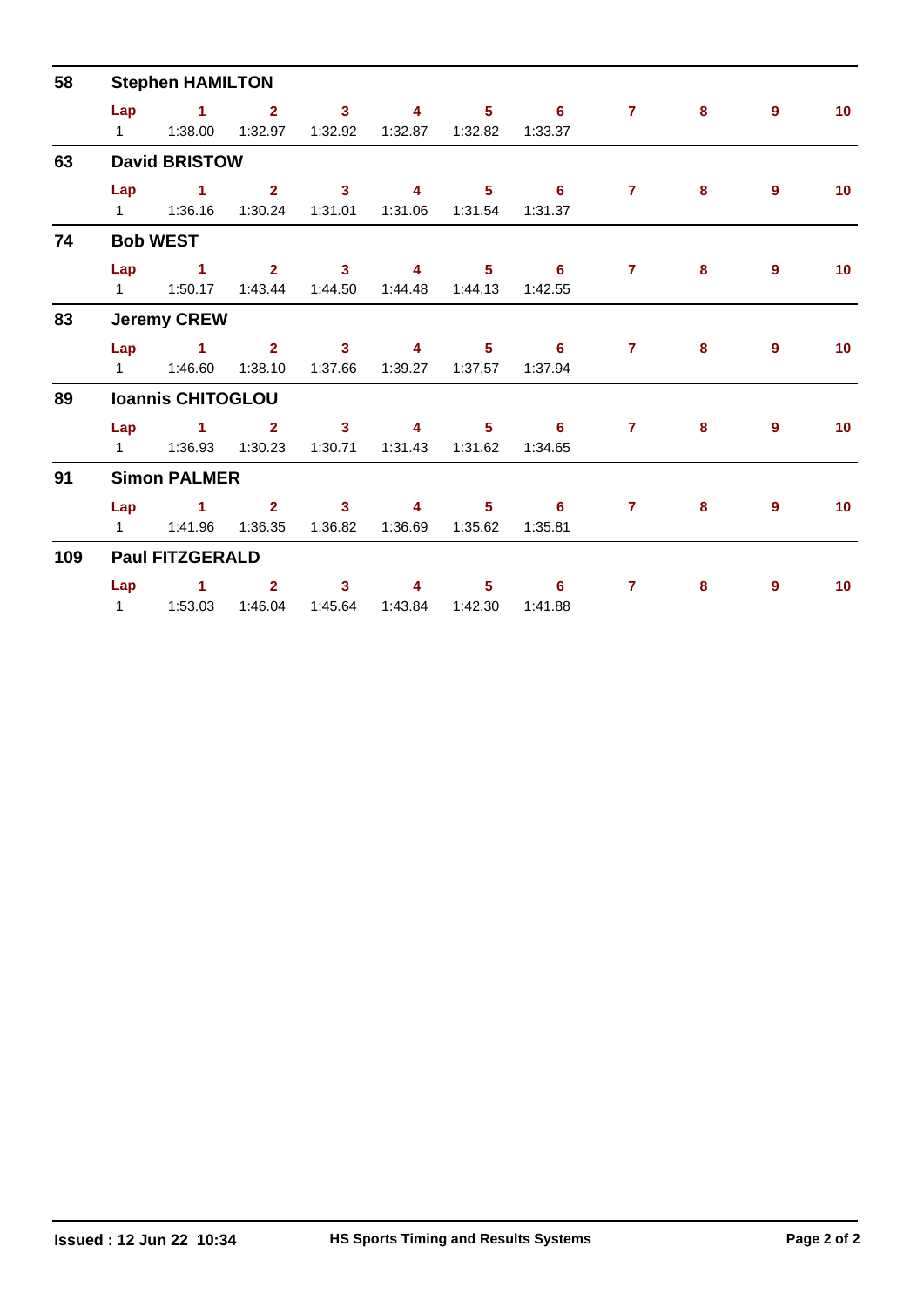## 58 Stephen HAMILTON

| Lap | 1 | 2 | 3 | 4 | 5 | 6 | 7 | 8 | 9 | 10 |
|---|---|---|---|---|---|---|---|---|---|---|
| 1 | 1:38.00 | 1:32.97 | 1:32.92 | 1:32.87 | 1:32.82 | 1:33.37 | | | | |

## 63 David BRISTOW

| Lap | 1 | 2 | 3 | 4 | 5 | 6 | 7 | 8 | 9 | 10 |
|---|---|---|---|---|---|---|---|---|---|---|
| 1 | 1:36.16 | 1:30.24 | 1:31.01 | 1:31.06 | 1:31.54 | 1:31.37 | | | | |

## 74 Bob WEST

| Lap | 1 | 2 | 3 | 4 | 5 | 6 | 7 | 8 | 9 | 10 |
|---|---|---|---|---|---|---|---|---|---|---|
| 1 | 1:50.17 | 1:43.44 | 1:44.50 | 1:44.48 | 1:44.13 | 1:42.55 | | | | |

## 83 Jeremy CREW

| Lap | 1 | 2 | 3 | 4 | 5 | 6 | 7 | 8 | 9 | 10 |
|---|---|---|---|---|---|---|---|---|---|---|
| 1 | 1:46.60 | 1:38.10 | 1:37.66 | 1:39.27 | 1:37.57 | 1:37.94 | | | | |

## 89 Ioannis CHITOGLOU

| Lap | 1 | 2 | 3 | 4 | 5 | 6 | 7 | 8 | 9 | 10 |
|---|---|---|---|---|---|---|---|---|---|---|
| 1 | 1:36.93 | 1:30.23 | 1:30.71 | 1:31.43 | 1:31.62 | 1:34.65 | | | | |

## 91 Simon PALMER

| Lap | 1 | 2 | 3 | 4 | 5 | 6 | 7 | 8 | 9 | 10 |
|---|---|---|---|---|---|---|---|---|---|---|
| 1 | 1:41.96 | 1:36.35 | 1:36.82 | 1:36.69 | 1:35.62 | 1:35.81 | | | | |

## 109 Paul FITZGERALD

| Lap | 1 | 2 | 3 | 4 | 5 | 6 | 7 | 8 | 9 | 10 |
|---|---|---|---|---|---|---|---|---|---|---|
| 1 | 1:53.03 | 1:46.04 | 1:45.64 | 1:43.84 | 1:42.30 | 1:41.88 | | | | |

**Issued : 12 Jun 22 10:34** **HS Sports Timing and Results Systems**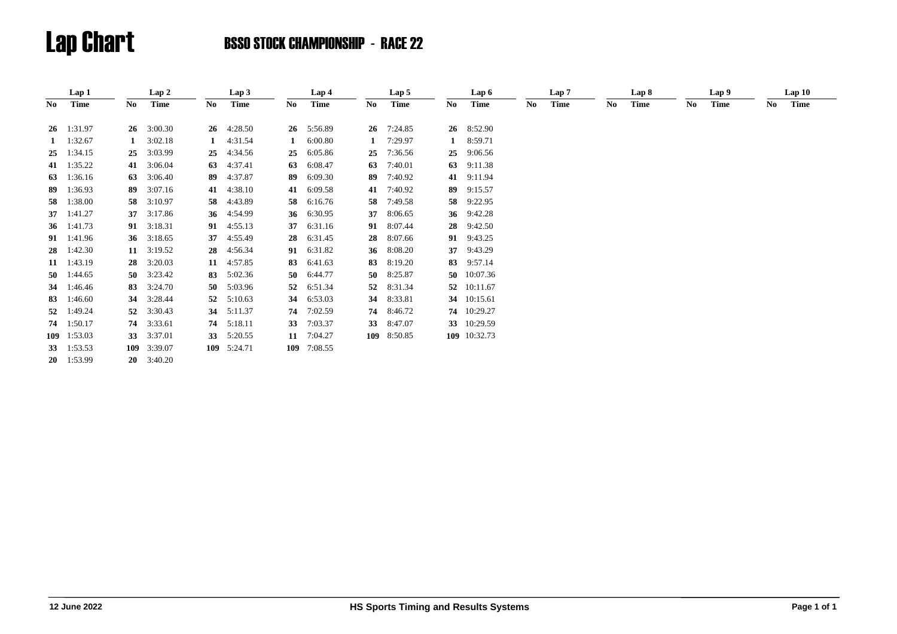# Lap Chart

## BSSO STOCK CHAMPIONSHIP - RACE 22

| Lap 1 | | Lap 2 | | Lap 3 | | Lap 4 | | Lap 5 | | Lap 6 | | Lap 7 | | Lap 8 | | Lap 9 | | Lap 10 | |
|---|---|---|---|---|---|---|---|---|---|---|---|---|---|---|---|---|---|---|---|
| No | Time | No | Time | No | Time | No | Time | No | Time | No | Time | No | Time | No | Time | No | Time | No | Time |
| **26** | 1:31.97 | **26** | 3:00.30 | **26** | 4:28.50 | **26** | 5:56.89 | **26** | 7:24.85 | **26** | 8:52.90 | | | | | | | | |
| **1** | 1:32.67 | **1** | 3:02.18 | **1** | 4:31.54 | **1** | 6:00.80 | **1** | 7:29.97 | **1** | 8:59.71 | | | | | | | | |
| **25** | 1:34.15 | **25** | 3:03.99 | **25** | 4:34.56 | **25** | 6:05.86 | **25** | 7:36.56 | **25** | 9:06.56 | | | | | | | | |
| **41** | 1:35.22 | **41** | 3:06.04 | **63** | 4:37.41 | **63** | 6:08.47 | **63** | 7:40.01 | **63** | 9:11.38 | | | | | | | | |
| **63** | 1:36.16 | **63** | 3:06.40 | **89** | 4:37.87 | **89** | 6:09.30 | **89** | 7:40.92 | **41** | 9:11.94 | | | | | | | | |
| **89** | 1:36.93 | **89** | 3:07.16 | **41** | 4:38.10 | **41** | 6:09.58 | **41** | 7:40.92 | **89** | 9:15.57 | | | | | | | | |
| **58** | 1:38.00 | **58** | 3:10.97 | **58** | 4:43.89 | **58** | 6:16.76 | **58** | 7:49.58 | **58** | 9:22.95 | | | | | | | | |
| **37** | 1:41.27 | **37** | 3:17.86 | **36** | 4:54.99 | **36** | 6:30.95 | **37** | 8:06.65 | **36** | 9:42.28 | | | | | | | | |
| **36** | 1:41.73 | **91** | 3:18.31 | **91** | 4:55.13 | **37** | 6:31.16 | **91** | 8:07.44 | **28** | 9:42.50 | | | | | | | | |
| **91** | 1:41.96 | **36** | 3:18.65 | **37** | 4:55.49 | **28** | 6:31.45 | **28** | 8:07.66 | **91** | 9:43.25 | | | | | | | | |
| **28** | 1:42.30 | **11** | 3:19.52 | **28** | 4:56.34 | **91** | 6:31.82 | **36** | 8:08.20 | **37** | 9:43.29 | | | | | | | | |
| **11** | 1:43.19 | **28** | 3:20.03 | **11** | 4:57.85 | **83** | 6:41.63 | **83** | 8:19.20 | **83** | 9:57.14 | | | | | | | | |
| **50** | 1:44.65 | **50** | 3:23.42 | **83** | 5:02.36 | **50** | 6:44.77 | **50** | 8:25.87 | **50** | 10:07.36 | | | | | | | | |
| **34** | 1:46.46 | **83** | 3:24.70 | **50** | 5:03.96 | **52** | 6:51.34 | **52** | 8:31.34 | **52** | 10:11.67 | | | | | | | | |
| **83** | 1:46.60 | **34** | 3:28.44 | **52** | 5:10.63 | **34** | 6:53.03 | **34** | 8:33.81 | **34** | 10:15.61 | | | | | | | | |
| **52** | 1:49.24 | **52** | 3:30.43 | **34** | 5:11.37 | **74** | 7:02.59 | **74** | 8:46.72 | **74** | 10:29.27 | | | | | | | | |
| **74** | 1:50.17 | **74** | 3:33.61 | **74** | 5:18.11 | **33** | 7:03.37 | **33** | 8:47.07 | **33** | 10:29.59 | | | | | | | | |
| **109** | 1:53.03 | **33** | 3:37.01 | **33** | 5:20.55 | **11** | 7:04.27 | **109** | 8:50.85 | **109** | 10:32.73 | | | | | | | | |
| **33** | 1:53.53 | **109** | 3:39.07 | **109** | 5:24.71 | **109** | 7:08.55 | | | | | | | | | | | | |
| **20** | 1:53.99 | **20** | 3:40.20 | | | | | | | | | | | | | | | | |

12 June 2022 HS Sports Timing and Results Systems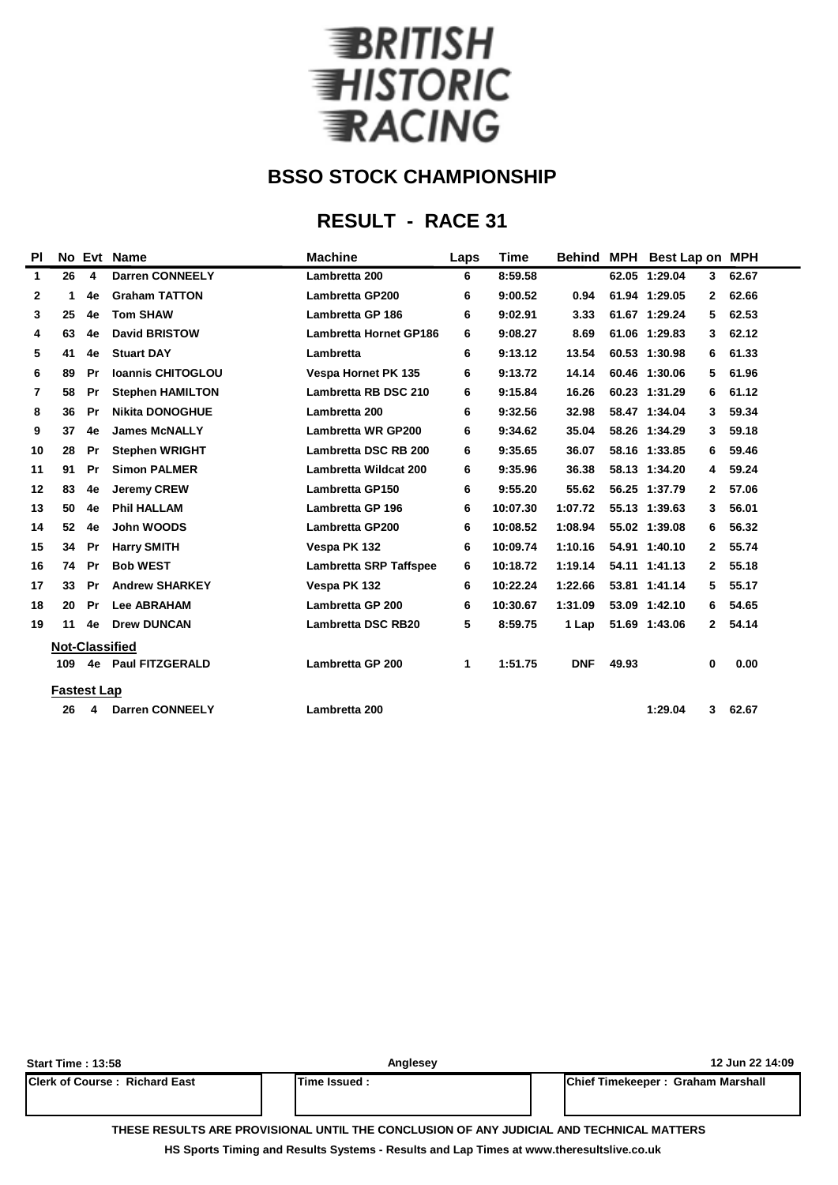# BRITISH HISTORIC RACING

## BSSO STOCK CHAMPIONSHIP

## RESULT - RACE 31

| Pl | No | Evt | Name | Machine | Laps | Time | Behind | MPH | Best Lap | on | MPH |
|---|---|---|---|---|---|---|---|---|---|---|---|
| 1 | 26 | 4 | Darren CONNEELY | Lambretta 200 | 6 | 8:59.58 | | 62.05 | 1:29.04 | 3 | 62.67 |
| 2 | 1 | 4e | Graham TATTON | Lambretta GP200 | 6 | 9:00.52 | 0.94 | 61.94 | 1:29.05 | 2 | 62.66 |
| 3 | 25 | 4e | Tom SHAW | Lambretta GP 186 | 6 | 9:02.91 | 3.33 | 61.67 | 1:29.24 | 5 | 62.53 |
| 4 | 63 | 4e | David BRISTOW | Lambretta Hornet GP186 | 6 | 9:08.27 | 8.69 | 61.06 | 1:29.83 | 3 | 62.12 |
| 5 | 41 | 4e | Stuart DAY | Lambretta | 6 | 9:13.12 | 13.54 | 60.53 | 1:30.98 | 6 | 61.33 |
| 6 | 89 | Pr | Ioannis CHITOGLOU | Vespa Hornet PK 135 | 6 | 9:13.72 | 14.14 | 60.46 | 1:30.06 | 5 | 61.96 |
| 7 | 58 | Pr | Stephen HAMILTON | Lambretta RB DSC 210 | 6 | 9:15.84 | 16.26 | 60.23 | 1:31.29 | 6 | 61.12 |
| 8 | 36 | Pr | Nikita DONOGHUE | Lambretta 200 | 6 | 9:32.56 | 32.98 | 58.47 | 1:34.04 | 3 | 59.34 |
| 9 | 37 | 4e | James McNALLY | Lambretta WR GP200 | 6 | 9:34.62 | 35.04 | 58.26 | 1:34.29 | 3 | 59.18 |
| 10 | 28 | Pr | Stephen WRIGHT | Lambretta DSC RB 200 | 6 | 9:35.65 | 36.07 | 58.16 | 1:33.85 | 6 | 59.46 |
| 11 | 91 | Pr | Simon PALMER | Lambretta Wildcat 200 | 6 | 9:35.96 | 36.38 | 58.13 | 1:34.20 | 4 | 59.24 |
| 12 | 83 | 4e | Jeremy CREW | Lambretta GP150 | 6 | 9:55.20 | 55.62 | 56.25 | 1:37.79 | 2 | 57.06 |
| 13 | 50 | 4e | Phil HALLAM | Lambretta GP 196 | 6 | 10:07.30 | 1:07.72 | 55.13 | 1:39.63 | 3 | 56.01 |
| 14 | 52 | 4e | John WOODS | Lambretta GP200 | 6 | 10:08.52 | 1:08.94 | 55.02 | 1:39.08 | 6 | 56.32 |
| 15 | 34 | Pr | Harry SMITH | Vespa PK 132 | 6 | 10:09.74 | 1:10.16 | 54.91 | 1:40.10 | 2 | 55.74 |
| 16 | 74 | Pr | Bob WEST | Lambretta SRP Taffspee | 6 | 10:18.72 | 1:19.14 | 54.11 | 1:41.13 | 2 | 55.18 |
| 17 | 33 | Pr | Andrew SHARKEY | Vespa PK 132 | 6 | 10:22.24 | 1:22.66 | 53.81 | 1:41.14 | 5 | 55.17 |
| 18 | 20 | Pr | Lee ABRAHAM | Lambretta GP 200 | 6 | 10:30.67 | 1:31.09 | 53.09 | 1:42.10 | 6 | 54.65 |
| 19 | 11 | 4e | Drew DUNCAN | Lambretta DSC RB20 | 5 | 8:59.75 | 1 Lap | 51.69 | 1:43.06 | 2 | 54.14 |
| | **Not-Classified** | | | | | | | | | | |
| | 109 | 4e | Paul FITZGERALD | Lambretta GP 200 | 1 | 1:51.75 | DNF | 49.93 | | 0 | 0.00 |
| | **Fastest Lap** | | | | | | | | | | |
| | 26 | 4 | Darren CONNEELY | Lambretta 200 | | | | | 1:29.04 | 3 | 62.67 |

Start Time : 13:58 | Anglesey | 12 Jun 22 14:09

| Clerk of Course : Richard East | Time Issued : | Chief Timekeeper : Graham Marshall |
|---|---|---|

THESE RESULTS ARE PROVISIONAL UNTIL THE CONCLUSION OF ANY JUDICIAL AND TECHNICAL MATTERS

HS Sports Timing and Results Systems - Results and Lap Times at www.theresultslive.co.uk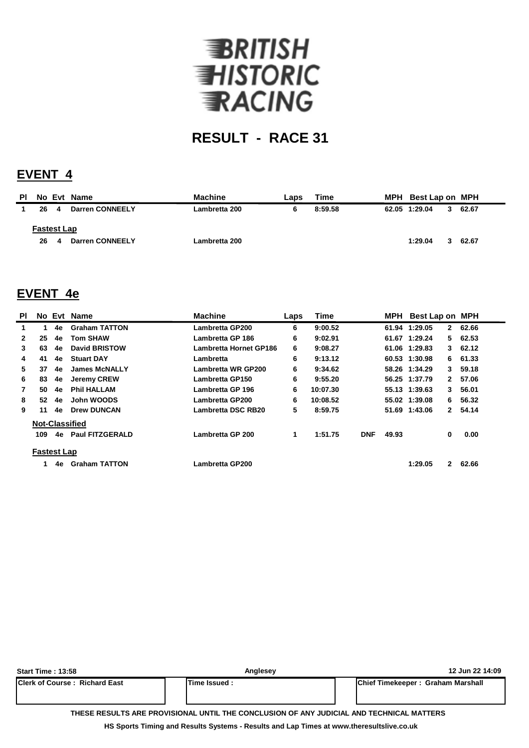# BRITISH HISTORIC RACING

## RESULT - RACE 31

## EVENT 4

| Pl | No | Evt | Name | Machine | Laps | Time | | MPH | Best Lap | on | MPH |
|---|---|---|---|---|---|---|---|---|---|---|---|
| 1 | 26 | 4 | Darren CONNEELY | Lambretta 200 | 6 | 8:59.58 | | 62.05 | 1:29.04 | 3 | 62.67 |
| **Fastest Lap** | | | | | | | | | | | |
| | 26 | 4 | Darren CONNEELY | Lambretta 200 | | | | | 1:29.04 | 3 | 62.67 |

## EVENT 4e

| Pl | No | Evt | Name | Machine | Laps | Time | | MPH | Best Lap | on | MPH |
|---|---|---|---|---|---|---|---|---|---|---|---|
| 1 | 1 | 4e | Graham TATTON | Lambretta GP200 | 6 | 9:00.52 | | 61.94 | 1:29.05 | 2 | 62.66 |
| 2 | 25 | 4e | Tom SHAW | Lambretta GP 186 | 6 | 9:02.91 | | 61.67 | 1:29.24 | 5 | 62.53 |
| 3 | 63 | 4e | David BRISTOW | Lambretta Hornet GP186 | 6 | 9:08.27 | | 61.06 | 1:29.83 | 3 | 62.12 |
| 4 | 41 | 4e | Stuart DAY | Lambretta | 6 | 9:13.12 | | 60.53 | 1:30.98 | 6 | 61.33 |
| 5 | 37 | 4e | James McNALLY | Lambretta WR GP200 | 6 | 9:34.62 | | 58.26 | 1:34.29 | 3 | 59.18 |
| 6 | 83 | 4e | Jeremy CREW | Lambretta GP150 | 6 | 9:55.20 | | 56.25 | 1:37.79 | 2 | 57.06 |
| 7 | 50 | 4e | Phil HALLAM | Lambretta GP 196 | 6 | 10:07.30 | | 55.13 | 1:39.63 | 3 | 56.01 |
| 8 | 52 | 4e | John WOODS | Lambretta GP200 | 6 | 10:08.52 | | 55.02 | 1:39.08 | 6 | 56.32 |
| 9 | 11 | 4e | Drew DUNCAN | Lambretta DSC RB20 | 5 | 8:59.75 | | 51.69 | 1:43.06 | 2 | 54.14 |
| **Not-Classified** | | | | | | | | | | | |
| | 109 | 4e | Paul FITZGERALD | Lambretta GP 200 | 1 | 1:51.75 | DNF | 49.93 | | 0 | 0.00 |
| **Fastest Lap** | | | | | | | | | | | |
| | 1 | 4e | Graham TATTON | Lambretta GP200 | | | | | 1:29.05 | 2 | 62.66 |

Start Time : 13:58 | Anglesey | 12 Jun 22 14:09

| Clerk of Course : Richard East | Time Issued : | Chief Timekeeper : Graham Marshall |
|---|---|---|

THESE RESULTS ARE PROVISIONAL UNTIL THE CONCLUSION OF ANY JUDICIAL AND TECHNICAL MATTERS

HS Sports Timing and Results Systems - Results and Lap Times at www.theresultslive.co.uk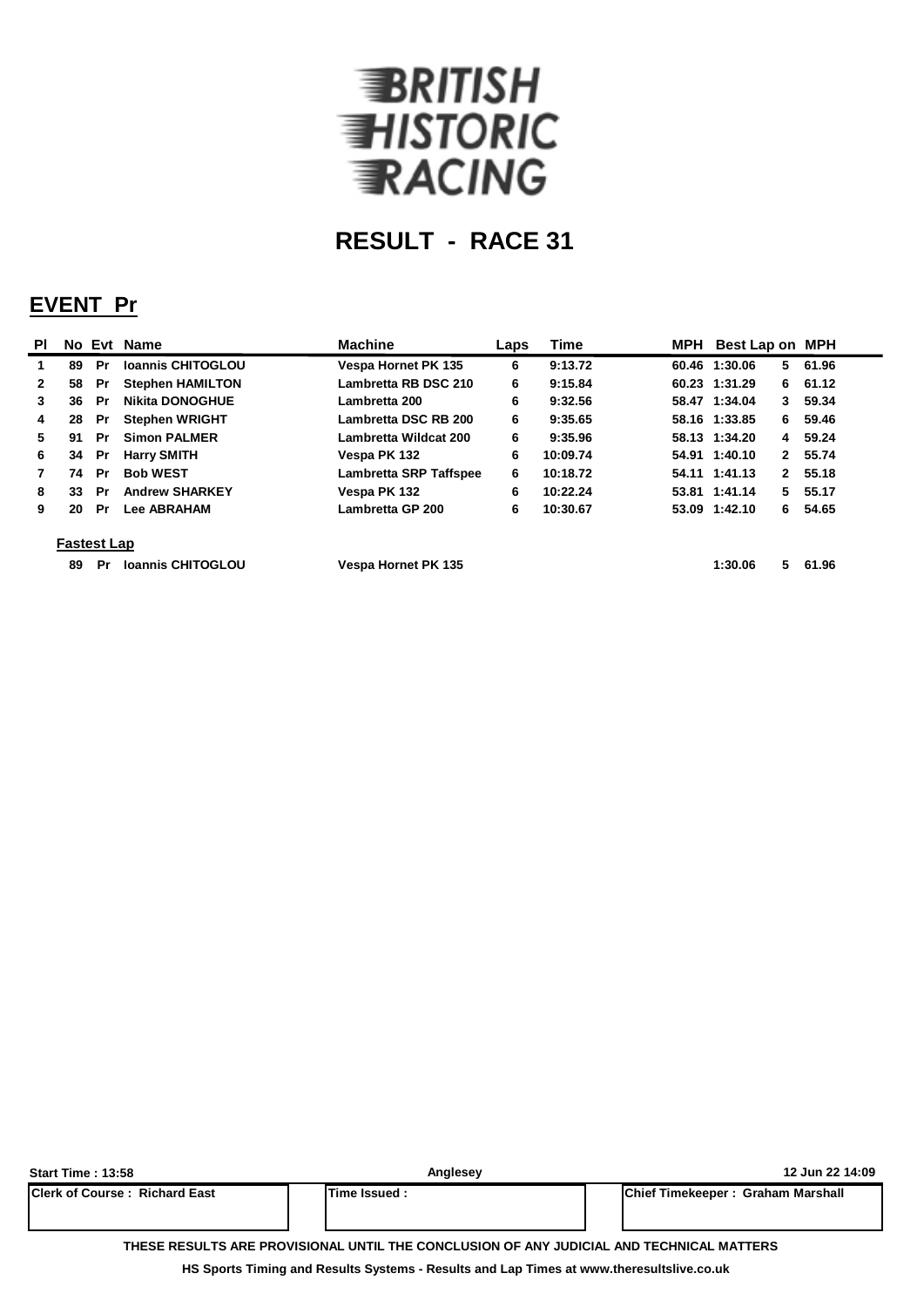BRITISH HISTORIC RACING

# RESULT - RACE 31

## EVENT Pr

| Pl | No | Evt | Name | Machine | Laps | Time | MPH | Best Lap | on | MPH |
|---|---|---|---|---|---|---|---|---|---|---|
| 1 | 89 | Pr | Ioannis CHITOGLOU | Vespa Hornet PK 135 | 6 | 9:13.72 | 60.46 | 1:30.06 | 5 | 61.96 |
| 2 | 58 | Pr | Stephen HAMILTON | Lambretta RB DSC 210 | 6 | 9:15.84 | 60.23 | 1:31.29 | 6 | 61.12 |
| 3 | 36 | Pr | Nikita DONOGHUE | Lambretta 200 | 6 | 9:32.56 | 58.47 | 1:34.04 | 3 | 59.34 |
| 4 | 28 | Pr | Stephen WRIGHT | Lambretta DSC RB 200 | 6 | 9:35.65 | 58.16 | 1:33.85 | 6 | 59.46 |
| 5 | 91 | Pr | Simon PALMER | Lambretta Wildcat 200 | 6 | 9:35.96 | 58.13 | 1:34.20 | 4 | 59.24 |
| 6 | 34 | Pr | Harry SMITH | Vespa PK 132 | 6 | 10:09.74 | 54.91 | 1:40.10 | 2 | 55.74 |
| 7 | 74 | Pr | Bob WEST | Lambretta SRP Taffspee | 6 | 10:18.72 | 54.11 | 1:41.13 | 2 | 55.18 |
| 8 | 33 | Pr | Andrew SHARKEY | Vespa PK 132 | 6 | 10:22.24 | 53.81 | 1:41.14 | 5 | 55.17 |
| 9 | 20 | Pr | Lee ABRAHAM | Lambretta GP 200 | 6 | 10:30.67 | 53.09 | 1:42.10 | 6 | 54.65 |

**Fastest Lap**

| No | Evt | Name | Machine | Best Lap | on | MPH |
|---|---|---|---|---|---|---|
| 89 | Pr | Ioannis CHITOGLOU | Vespa Hornet PK 135 | 1:30.06 | 5 | 61.96 |

**Start Time : 13:58** | **Anglesey** | **12 Jun 22 14:09**

| Clerk of Course : Richard East | Time Issued : | Chief Timekeeper : Graham Marshall |
|---|---|---|

**THESE RESULTS ARE PROVISIONAL UNTIL THE CONCLUSION OF ANY JUDICIAL AND TECHNICAL MATTERS**

**HS Sports Timing and Results Systems - Results and Lap Times at www.theresultslive.co.uk**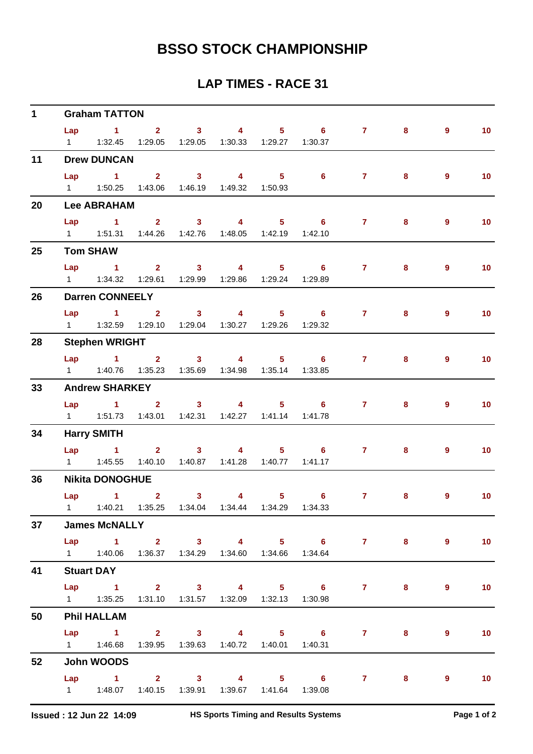# BSSO STOCK CHAMPIONSHIP

## LAP TIMES - RACE 31

### 1 Graham TATTON

| Lap | 1 | 2 | 3 | 4 | 5 | 6 | 7 | 8 | 9 | 10 |
|---|---|---|---|---|---|---|---|---|---|---|
| 1 | 1:32.45 | 1:29.05 | 1:29.05 | 1:30.33 | 1:29.27 | 1:30.37 | | | | |

### 11 Drew DUNCAN

| Lap | 1 | 2 | 3 | 4 | 5 | 6 | 7 | 8 | 9 | 10 |
|---|---|---|---|---|---|---|---|---|---|---|
| 1 | 1:50.25 | 1:43.06 | 1:46.19 | 1:49.32 | 1:50.93 | | | | | |

### 20 Lee ABRAHAM

| Lap | 1 | 2 | 3 | 4 | 5 | 6 | 7 | 8 | 9 | 10 |
|---|---|---|---|---|---|---|---|---|---|---|
| 1 | 1:51.31 | 1:44.26 | 1:42.76 | 1:48.05 | 1:42.19 | 1:42.10 | | | | |

### 25 Tom SHAW

| Lap | 1 | 2 | 3 | 4 | 5 | 6 | 7 | 8 | 9 | 10 |
|---|---|---|---|---|---|---|---|---|---|---|
| 1 | 1:34.32 | 1:29.61 | 1:29.99 | 1:29.86 | 1:29.24 | 1:29.89 | | | | |

### 26 Darren CONNEELY

| Lap | 1 | 2 | 3 | 4 | 5 | 6 | 7 | 8 | 9 | 10 |
|---|---|---|---|---|---|---|---|---|---|---|
| 1 | 1:32.59 | 1:29.10 | 1:29.04 | 1:30.27 | 1:29.26 | 1:29.32 | | | | |

### 28 Stephen WRIGHT

| Lap | 1 | 2 | 3 | 4 | 5 | 6 | 7 | 8 | 9 | 10 |
|---|---|---|---|---|---|---|---|---|---|---|
| 1 | 1:40.76 | 1:35.23 | 1:35.69 | 1:34.98 | 1:35.14 | 1:33.85 | | | | |

### 33 Andrew SHARKEY

| Lap | 1 | 2 | 3 | 4 | 5 | 6 | 7 | 8 | 9 | 10 |
|---|---|---|---|---|---|---|---|---|---|---|
| 1 | 1:51.73 | 1:43.01 | 1:42.31 | 1:42.27 | 1:41.14 | 1:41.78 | | | | |

### 34 Harry SMITH

| Lap | 1 | 2 | 3 | 4 | 5 | 6 | 7 | 8 | 9 | 10 |
|---|---|---|---|---|---|---|---|---|---|---|
| 1 | 1:45.55 | 1:40.10 | 1:40.87 | 1:41.28 | 1:40.77 | 1:41.17 | | | | |

### 36 Nikita DONOGHUE

| Lap | 1 | 2 | 3 | 4 | 5 | 6 | 7 | 8 | 9 | 10 |
|---|---|---|---|---|---|---|---|---|---|---|
| 1 | 1:40.21 | 1:35.25 | 1:34.04 | 1:34.44 | 1:34.29 | 1:34.33 | | | | |

### 37 James McNALLY

| Lap | 1 | 2 | 3 | 4 | 5 | 6 | 7 | 8 | 9 | 10 |
|---|---|---|---|---|---|---|---|---|---|---|
| 1 | 1:40.06 | 1:36.37 | 1:34.29 | 1:34.60 | 1:34.66 | 1:34.64 | | | | |

### 41 Stuart DAY

| Lap | 1 | 2 | 3 | 4 | 5 | 6 | 7 | 8 | 9 | 10 |
|---|---|---|---|---|---|---|---|---|---|---|
| 1 | 1:35.25 | 1:31.10 | 1:31.57 | 1:32.09 | 1:32.13 | 1:30.98 | | | | |

### 50 Phil HALLAM

| Lap | 1 | 2 | 3 | 4 | 5 | 6 | 7 | 8 | 9 | 10 |
|---|---|---|---|---|---|---|---|---|---|---|
| 1 | 1:46.68 | 1:39.95 | 1:39.63 | 1:40.72 | 1:40.01 | 1:40.31 | | | | |

### 52 John WOODS

| Lap | 1 | 2 | 3 | 4 | 5 | 6 | 7 | 8 | 9 | 10 |
|---|---|---|---|---|---|---|---|---|---|---|
| 1 | 1:48.07 | 1:40.15 | 1:39.91 | 1:39.67 | 1:41.64 | 1:39.08 | | | | |

Issued : 12 Jun 22 14:09 HS Sports Timing and Results Systems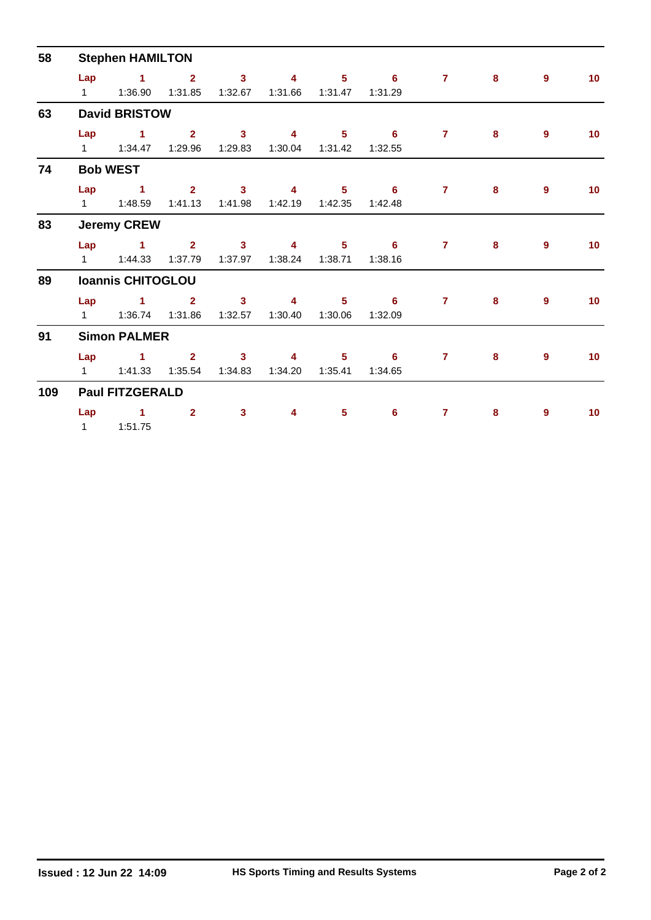## 58 Stephen HAMILTON

| Lap | 1 | 2 | 3 | 4 | 5 | 6 | 7 | 8 | 9 | 10 |
|---|---|---|---|---|---|---|---|---|---|---|
| 1 | 1:36.90 | 1:31.85 | 1:32.67 | 1:31.66 | 1:31.47 | 1:31.29 | | | | |

## 63 David BRISTOW

| Lap | 1 | 2 | 3 | 4 | 5 | 6 | 7 | 8 | 9 | 10 |
|---|---|---|---|---|---|---|---|---|---|---|
| 1 | 1:34.47 | 1:29.96 | 1:29.83 | 1:30.04 | 1:31.42 | 1:32.55 | | | | |

## 74 Bob WEST

| Lap | 1 | 2 | 3 | 4 | 5 | 6 | 7 | 8 | 9 | 10 |
|---|---|---|---|---|---|---|---|---|---|---|
| 1 | 1:48.59 | 1:41.13 | 1:41.98 | 1:42.19 | 1:42.35 | 1:42.48 | | | | |

## 83 Jeremy CREW

| Lap | 1 | 2 | 3 | 4 | 5 | 6 | 7 | 8 | 9 | 10 |
|---|---|---|---|---|---|---|---|---|---|---|
| 1 | 1:44.33 | 1:37.79 | 1:37.97 | 1:38.24 | 1:38.71 | 1:38.16 | | | | |

## 89 Ioannis CHITOGLOU

| Lap | 1 | 2 | 3 | 4 | 5 | 6 | 7 | 8 | 9 | 10 |
|---|---|---|---|---|---|---|---|---|---|---|
| 1 | 1:36.74 | 1:31.86 | 1:32.57 | 1:30.40 | 1:30.06 | 1:32.09 | | | | |

## 91 Simon PALMER

| Lap | 1 | 2 | 3 | 4 | 5 | 6 | 7 | 8 | 9 | 10 |
|---|---|---|---|---|---|---|---|---|---|---|
| 1 | 1:41.33 | 1:35.54 | 1:34.83 | 1:34.20 | 1:35.41 | 1:34.65 | | | | |

## 109 Paul FITZGERALD

| Lap | 1 | 2 | 3 | 4 | 5 | 6 | 7 | 8 | 9 | 10 |
|---|---|---|---|---|---|---|---|---|---|---|
| 1 | 1:51.75 | | | | | | | | | |

**Issued : 12 Jun 22 14:09** **HS Sports Timing and Results Systems**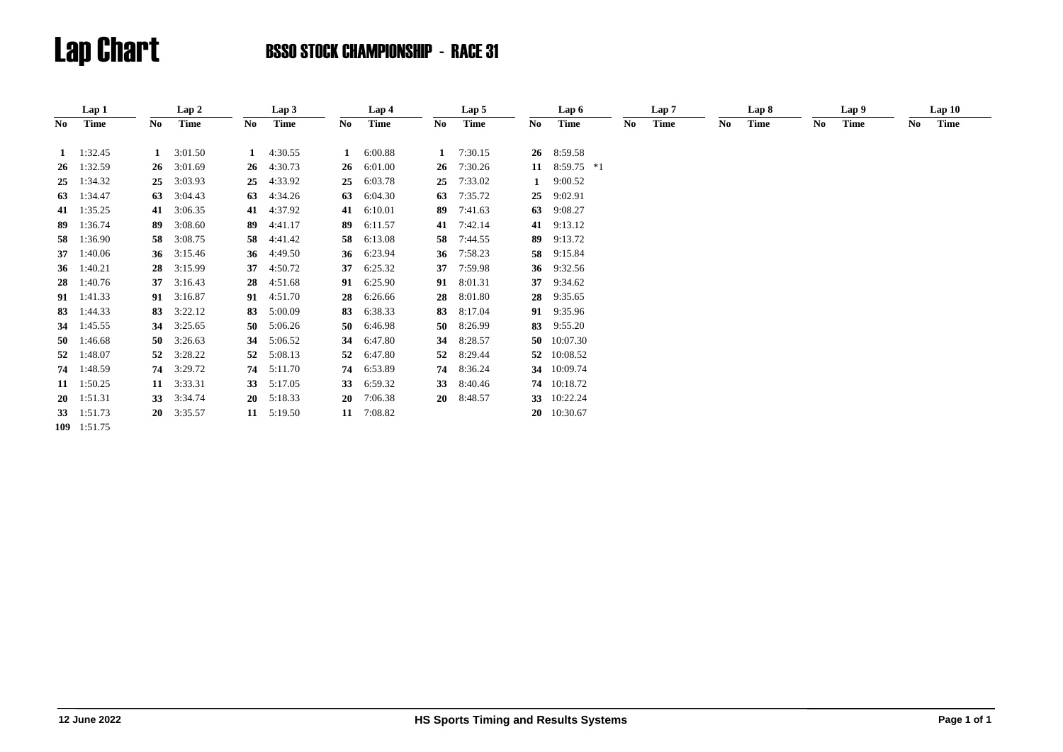# Lap Chart

## BSSO STOCK CHAMPIONSHIP - RACE 31

| Lap 1 | | Lap 2 | | Lap 3 | | Lap 4 | | Lap 5 | | Lap 6 | | Lap 7 | | Lap 8 | | Lap 9 | | Lap 10 | |
|---|---|---|---|---|---|---|---|---|---|---|---|---|---|---|---|---|---|---|---|
| **No** | **Time** | **No** | **Time** | **No** | **Time** | **No** | **Time** | **No** | **Time** | **No** | **Time** | **No** | **Time** | **No** | **Time** | **No** | **Time** | **No** | **Time** |
| **1** | 1:32.45 | **1** | 3:01.50 | **1** | 4:30.55 | **1** | 6:00.88 | **1** | 7:30.15 | **26** | 8:59.58 | | | | | | | | |
| **26** | 1:32.59 | **26** | 3:01.69 | **26** | 4:30.73 | **26** | 6:01.00 | **26** | 7:30.26 | **11** | 8:59.75 *1 | | | | | | | | |
| **25** | 1:34.32 | **25** | 3:03.93 | **25** | 4:33.92 | **25** | 6:03.78 | **25** | 7:33.02 | **1** | 9:00.52 | | | | | | | | |
| **63** | 1:34.47 | **63** | 3:04.43 | **63** | 4:34.26 | **63** | 6:04.30 | **63** | 7:35.72 | **25** | 9:02.91 | | | | | | | | |
| **41** | 1:35.25 | **41** | 3:06.35 | **41** | 4:37.92 | **41** | 6:10.01 | **89** | 7:41.63 | **63** | 9:08.27 | | | | | | | | |
| **89** | 1:36.74 | **89** | 3:08.60 | **89** | 4:41.17 | **89** | 6:11.57 | **41** | 7:42.14 | **41** | 9:13.12 | | | | | | | | |
| **58** | 1:36.90 | **58** | 3:08.75 | **58** | 4:41.42 | **58** | 6:13.08 | **58** | 7:44.55 | **89** | 9:13.72 | | | | | | | | |
| **37** | 1:40.06 | **36** | 3:15.46 | **36** | 4:49.50 | **36** | 6:23.94 | **36** | 7:58.23 | **58** | 9:15.84 | | | | | | | | |
| **36** | 1:40.21 | **28** | 3:15.99 | **37** | 4:50.72 | **37** | 6:25.32 | **37** | 7:59.98 | **36** | 9:32.56 | | | | | | | | |
| **28** | 1:40.76 | **37** | 3:16.43 | **28** | 4:51.68 | **91** | 6:25.90 | **91** | 8:01.31 | **37** | 9:34.62 | | | | | | | | |
| **91** | 1:41.33 | **91** | 3:16.87 | **91** | 4:51.70 | **28** | 6:26.66 | **28** | 8:01.80 | **28** | 9:35.65 | | | | | | | | |
| **83** | 1:44.33 | **83** | 3:22.12 | **83** | 5:00.09 | **83** | 6:38.33 | **83** | 8:17.04 | **91** | 9:35.96 | | | | | | | | |
| **34** | 1:45.55 | **34** | 3:25.65 | **50** | 5:06.26 | **50** | 6:46.98 | **50** | 8:26.99 | **83** | 9:55.20 | | | | | | | | |
| **50** | 1:46.68 | **50** | 3:26.63 | **34** | 5:06.52 | **34** | 6:47.80 | **34** | 8:28.57 | **50** | 10:07.30 | | | | | | | | |
| **52** | 1:48.07 | **52** | 3:28.22 | **52** | 5:08.13 | **52** | 6:47.80 | **52** | 8:29.44 | **52** | 10:08.52 | | | | | | | | |
| **74** | 1:48.59 | **74** | 3:29.72 | **74** | 5:11.70 | **74** | 6:53.89 | **74** | 8:36.24 | **34** | 10:09.74 | | | | | | | | |
| **11** | 1:50.25 | **11** | 3:33.31 | **33** | 5:17.05 | **33** | 6:59.32 | **33** | 8:40.46 | **74** | 10:18.72 | | | | | | | | |
| **20** | 1:51.31 | **33** | 3:34.74 | **20** | 5:18.33 | **20** | 7:06.38 | **20** | 8:48.57 | **33** | 10:22.24 | | | | | | | | |
| **33** | 1:51.73 | **20** | 3:35.57 | **11** | 5:19.50 | **11** | 7:08.82 | | | **20** | 10:30.67 | | | | | | | | |
| **109** | 1:51.75 | | | | | | | | | | | | | | | | | | |

12 June 2022

HS Sports Timing and Results Systems